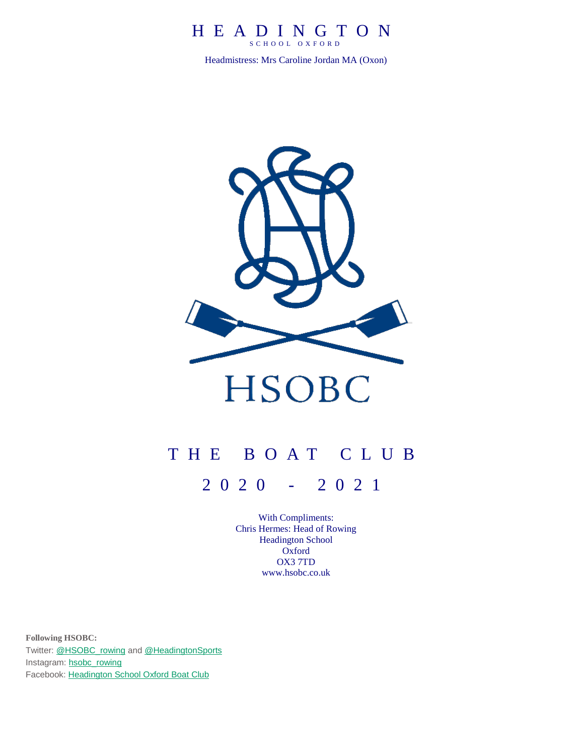# HEADINGTON

SCHOOL OXFORD

Headmistress: Mrs Caroline Jordan MA (Oxon)

HSOBC

# THE BOAT CLUB

## 2020 - 2021

With Compliments:
Chris Hermes: Head of Rowing
Headington School
Oxford
OX3 7TD
www.hsobc.co.uk

**Following HSOBC:**
Twitter: @HSOBC_rowing and @HeadingtonSports
Instagram: hsobc_rowing
Facebook: Headington School Oxford Boat Club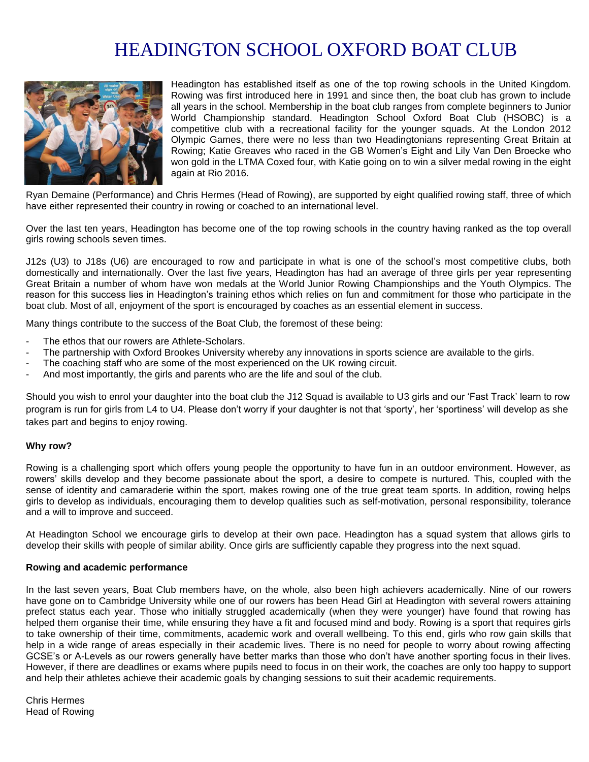# HEADINGTON SCHOOL OXFORD BOAT CLUB

Headington has established itself as one of the top rowing schools in the United Kingdom. Rowing was first introduced here in 1991 and since then, the boat club has grown to include all years in the school. Membership in the boat club ranges from complete beginners to Junior World Championship standard. Headington School Oxford Boat Club (HSOBC) is a competitive club with a recreational facility for the younger squads. At the London 2012 Olympic Games, there were no less than two Headingtonians representing Great Britain at Rowing; Katie Greaves who raced in the GB Women's Eight and Lily Van Den Broecke who won gold in the LTMA Coxed four, with Katie going on to win a silver medal rowing in the eight again at Rio 2016.

Ryan Demaine (Performance) and Chris Hermes (Head of Rowing), are supported by eight qualified rowing staff, three of which have either represented their country in rowing or coached to an international level.

Over the last ten years, Headington has become one of the top rowing schools in the country having ranked as the top overall girls rowing schools seven times.

J12s (U3) to J18s (U6) are encouraged to row and participate in what is one of the school's most competitive clubs, both domestically and internationally. Over the last five years, Headington has had an average of three girls per year representing Great Britain a number of whom have won medals at the World Junior Rowing Championships and the Youth Olympics. The reason for this success lies in Headington's training ethos which relies on fun and commitment for those who participate in the boat club. Most of all, enjoyment of the sport is encouraged by coaches as an essential element in success.

Many things contribute to the success of the Boat Club, the foremost of these being:

- The ethos that our rowers are Athlete-Scholars.
- The partnership with Oxford Brookes University whereby any innovations in sports science are available to the girls.
- The coaching staff who are some of the most experienced on the UK rowing circuit.
- And most importantly, the girls and parents who are the life and soul of the club.

Should you wish to enrol your daughter into the boat club the J12 Squad is available to U3 girls and our 'Fast Track' learn to row program is run for girls from L4 to U4. Please don't worry if your daughter is not that 'sporty', her 'sportiness' will develop as she takes part and begins to enjoy rowing.

**Why row?**

Rowing is a challenging sport which offers young people the opportunity to have fun in an outdoor environment. However, as rowers' skills develop and they become passionate about the sport, a desire to compete is nurtured. This, coupled with the sense of identity and camaraderie within the sport, makes rowing one of the true great team sports. In addition, rowing helps girls to develop as individuals, encouraging them to develop qualities such as self-motivation, personal responsibility, tolerance and a will to improve and succeed.

At Headington School we encourage girls to develop at their own pace. Headington has a squad system that allows girls to develop their skills with people of similar ability. Once girls are sufficiently capable they progress into the next squad.

**Rowing and academic performance**

In the last seven years, Boat Club members have, on the whole, also been high achievers academically. Nine of our rowers have gone on to Cambridge University while one of our rowers has been Head Girl at Headington with several rowers attaining prefect status each year. Those who initially struggled academically (when they were younger) have found that rowing has helped them organise their time, while ensuring they have a fit and focused mind and body. Rowing is a sport that requires girls to take ownership of their time, commitments, academic work and overall wellbeing. To this end, girls who row gain skills that help in a wide range of areas especially in their academic lives. There is no need for people to worry about rowing affecting GCSE's or A-Levels as our rowers generally have better marks than those who don't have another sporting focus in their lives. However, if there are deadlines or exams where pupils need to focus in on their work, the coaches are only too happy to support and help their athletes achieve their academic goals by changing sessions to suit their academic requirements.

Chris Hermes
Head of Rowing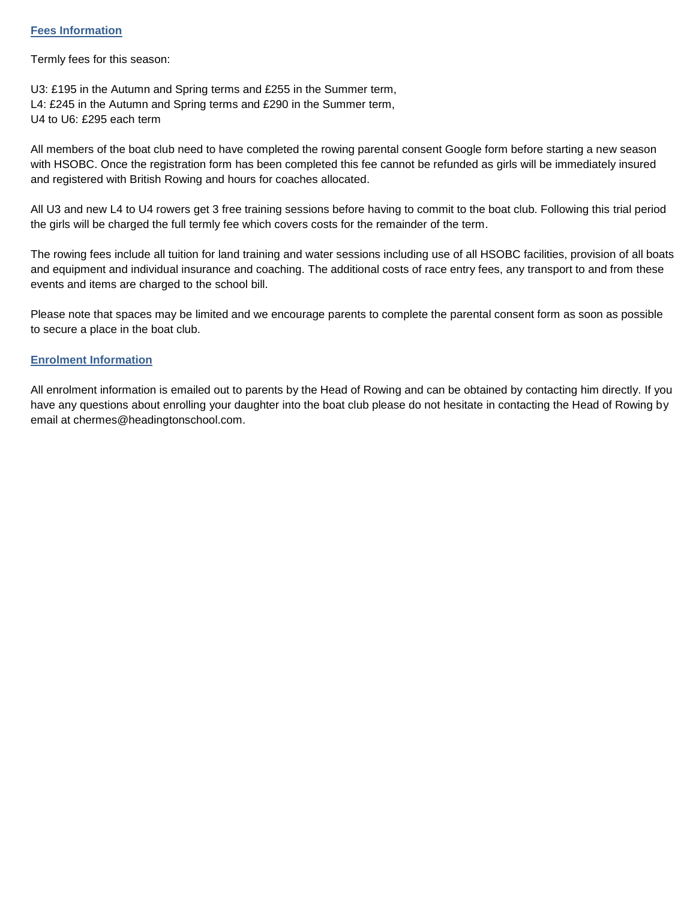## Fees Information

Termly fees for this season:

U3: £195 in the Autumn and Spring terms and £255 in the Summer term,
L4: £245 in the Autumn and Spring terms and £290 in the Summer term,
U4 to U6: £295 each term

All members of the boat club need to have completed the rowing parental consent Google form before starting a new season with HSOBC. Once the registration form has been completed this fee cannot be refunded as girls will be immediately insured and registered with British Rowing and hours for coaches allocated.

All U3 and new L4 to U4 rowers get 3 free training sessions before having to commit to the boat club. Following this trial period the girls will be charged the full termly fee which covers costs for the remainder of the term.

The rowing fees include all tuition for land training and water sessions including use of all HSOBC facilities, provision of all boats and equipment and individual insurance and coaching. The additional costs of race entry fees, any transport to and from these events and items are charged to the school bill.

Please note that spaces may be limited and we encourage parents to complete the parental consent form as soon as possible to secure a place in the boat club.

## Enrolment Information

All enrolment information is emailed out to parents by the Head of Rowing and can be obtained by contacting him directly. If you have any questions about enrolling your daughter into the boat club please do not hesitate in contacting the Head of Rowing by email at chermes@headingtonschool.com.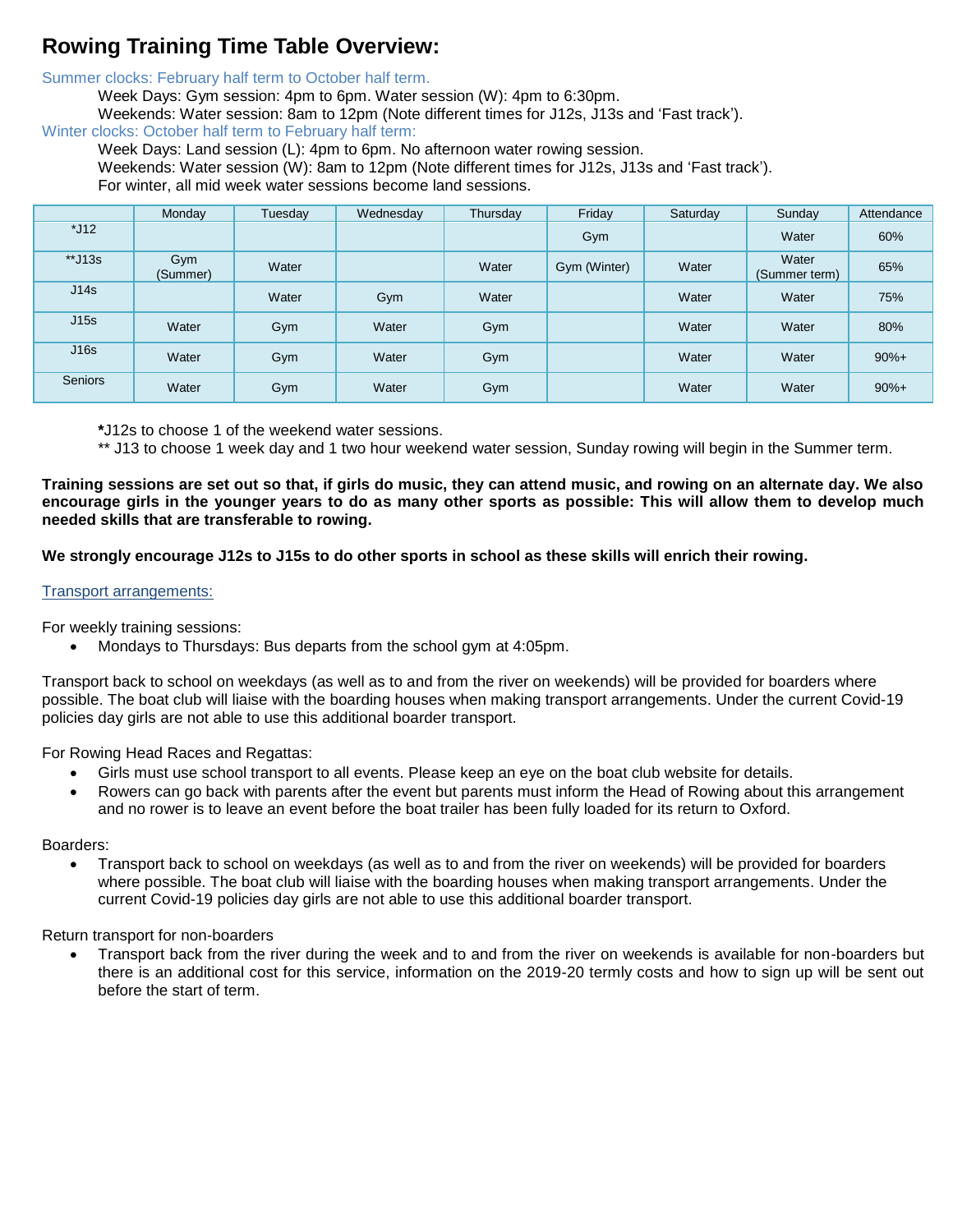# Rowing Training Time Table Overview:

Summer clocks: February half term to October half term.

Week Days: Gym session: 4pm to 6pm. Water session (W): 4pm to 6:30pm.

Weekends: Water session: 8am to 12pm (Note different times for J12s, J13s and 'Fast track').

Winter clocks: October half term to February half term:

Week Days: Land session (L): 4pm to 6pm. No afternoon water rowing session.

Weekends: Water session (W): 8am to 12pm (Note different times for J12s, J13s and 'Fast track').

For winter, all mid week water sessions become land sessions.

| | Monday | Tuesday | Wednesday | Thursday | Friday | Saturday | Sunday | Attendance |
|---|---|---|---|---|---|---|---|---|
| *J12 | | | | | Gym | | Water | 60% |
| **J13s | Gym (Summer) | Water | | Water | Gym (Winter) | Water | Water (Summer term) | 65% |
| J14s | | Water | Gym | Water | | Water | Water | 75% |
| J15s | Water | Gym | Water | Gym | | Water | Water | 80% |
| J16s | Water | Gym | Water | Gym | | Water | Water | 90%+ |
| Seniors | Water | Gym | Water | Gym | | Water | Water | 90%+ |

*J12s to choose 1 of the weekend water sessions.

** J13 to choose 1 week day and 1 two hour weekend water session, Sunday rowing will begin in the Summer term.

**Training sessions are set out so that, if girls do music, they can attend music, and rowing on an alternate day. We also encourage girls in the younger years to do as many other sports as possible: This will allow them to develop much needed skills that are transferable to rowing.**

**We strongly encourage J12s to J15s to do other sports in school as these skills will enrich their rowing.**

Transport arrangements:

For weekly training sessions:

- Mondays to Thursdays: Bus departs from the school gym at 4:05pm.

Transport back to school on weekdays (as well as to and from the river on weekends) will be provided for boarders where possible. The boat club will liaise with the boarding houses when making transport arrangements. Under the current Covid-19 policies day girls are not able to use this additional boarder transport.

For Rowing Head Races and Regattas:

- Girls must use school transport to all events. Please keep an eye on the boat club website for details.
- Rowers can go back with parents after the event but parents must inform the Head of Rowing about this arrangement and no rower is to leave an event before the boat trailer has been fully loaded for its return to Oxford.

Boarders:

- Transport back to school on weekdays (as well as to and from the river on weekends) will be provided for boarders where possible. The boat club will liaise with the boarding houses when making transport arrangements. Under the current Covid-19 policies day girls are not able to use this additional boarder transport.

Return transport for non-boarders

- Transport back from the river during the week and to and from the river on weekends is available for non-boarders but there is an additional cost for this service, information on the 2019-20 termly costs and how to sign up will be sent out before the start of term.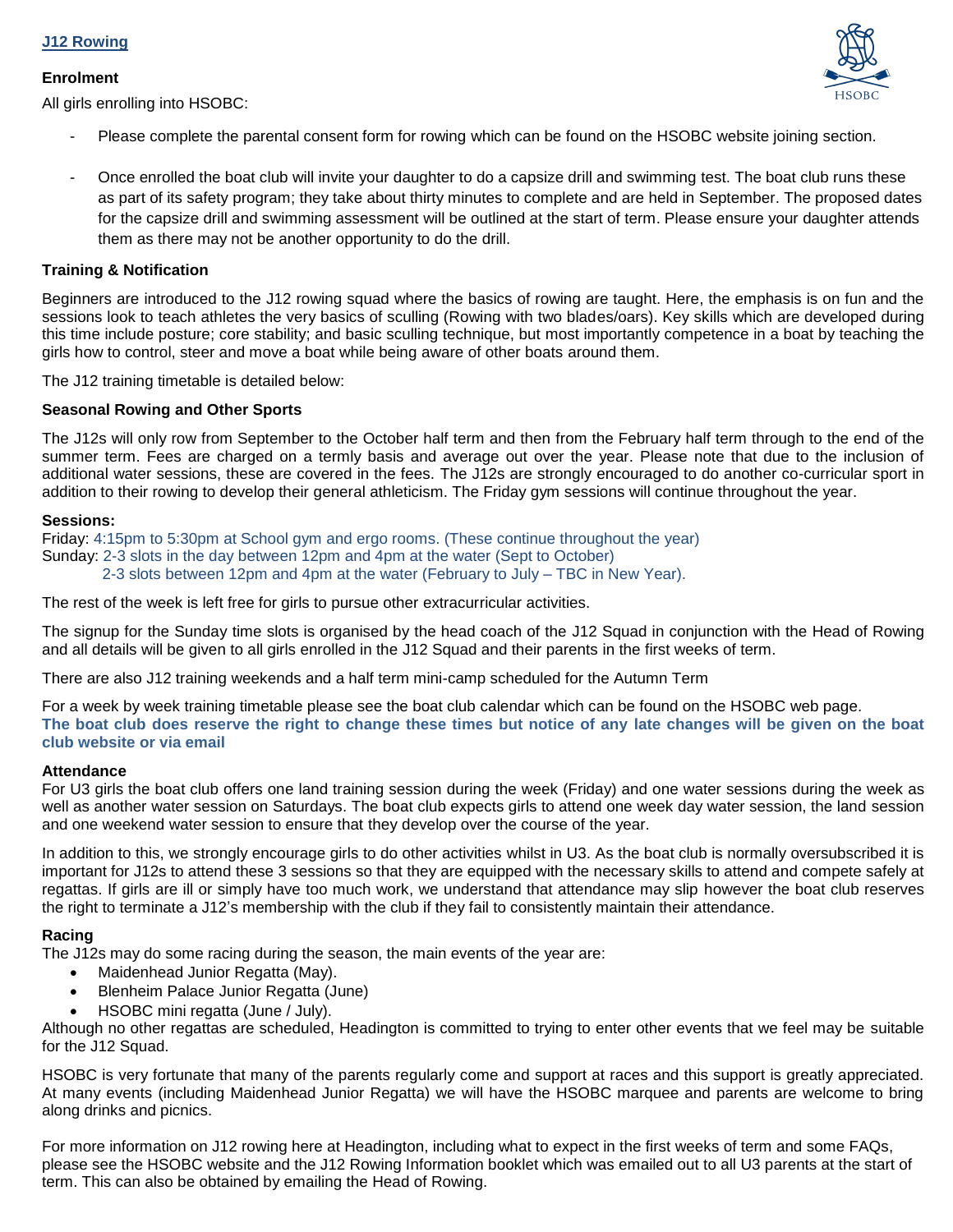## J12 Rowing

**Enrolment**

All girls enrolling into HSOBC:

- Please complete the parental consent form for rowing which can be found on the HSOBC website joining section.
- Once enrolled the boat club will invite your daughter to do a capsize drill and swimming test. The boat club runs these as part of its safety program; they take about thirty minutes to complete and are held in September. The proposed dates for the capsize drill and swimming assessment will be outlined at the start of term. Please ensure your daughter attends them as there may not be another opportunity to do the drill.

**Training & Notification**

Beginners are introduced to the J12 rowing squad where the basics of rowing are taught. Here, the emphasis is on fun and the sessions look to teach athletes the very basics of sculling (Rowing with two blades/oars). Key skills which are developed during this time include posture; core stability; and basic sculling technique, but most importantly competence in a boat by teaching the girls how to control, steer and move a boat while being aware of other boats around them.

The J12 training timetable is detailed below:

**Seasonal Rowing and Other Sports**

The J12s will only row from September to the October half term and then from the February half term through to the end of the summer term. Fees are charged on a termly basis and average out over the year. Please note that due to the inclusion of additional water sessions, these are covered in the fees. The J12s are strongly encouraged to do another co-curricular sport in addition to their rowing to develop their general athleticism. The Friday gym sessions will continue throughout the year.

**Sessions:**

Friday: 4:15pm to 5:30pm at School gym and ergo rooms. (These continue throughout the year)
Sunday: 2-3 slots in the day between 12pm and 4pm at the water (Sept to October)
2-3 slots between 12pm and 4pm at the water (February to July – TBC in New Year).

The rest of the week is left free for girls to pursue other extracurricular activities.

The signup for the Sunday time slots is organised by the head coach of the J12 Squad in conjunction with the Head of Rowing and all details will be given to all girls enrolled in the J12 Squad and their parents in the first weeks of term.

There are also J12 training weekends and a half term mini-camp scheduled for the Autumn Term

For a week by week training timetable please see the boat club calendar which can be found on the HSOBC web page.
**The boat club does reserve the right to change these times but notice of any late changes will be given on the boat club website or via email**

**Attendance**

For U3 girls the boat club offers one land training session during the week (Friday) and one water sessions during the week as well as another water session on Saturdays. The boat club expects girls to attend one week day water session, the land session and one weekend water session to ensure that they develop over the course of the year.

In addition to this, we strongly encourage girls to do other activities whilst in U3. As the boat club is normally oversubscribed it is important for J12s to attend these 3 sessions so that they are equipped with the necessary skills to attend and compete safely at regattas. If girls are ill or simply have too much work, we understand that attendance may slip however the boat club reserves the right to terminate a J12's membership with the club if they fail to consistently maintain their attendance.

**Racing**

The J12s may do some racing during the season, the main events of the year are:

- Maidenhead Junior Regatta (May).
- Blenheim Palace Junior Regatta (June)
- HSOBC mini regatta (June / July).

Although no other regattas are scheduled, Headington is committed to trying to enter other events that we feel may be suitable for the J12 Squad.

HSOBC is very fortunate that many of the parents regularly come and support at races and this support is greatly appreciated. At many events (including Maidenhead Junior Regatta) we will have the HSOBC marquee and parents are welcome to bring along drinks and picnics.

For more information on J12 rowing here at Headington, including what to expect in the first weeks of term and some FAQs, please see the HSOBC website and the J12 Rowing Information booklet which was emailed out to all U3 parents at the start of term. This can also be obtained by emailing the Head of Rowing.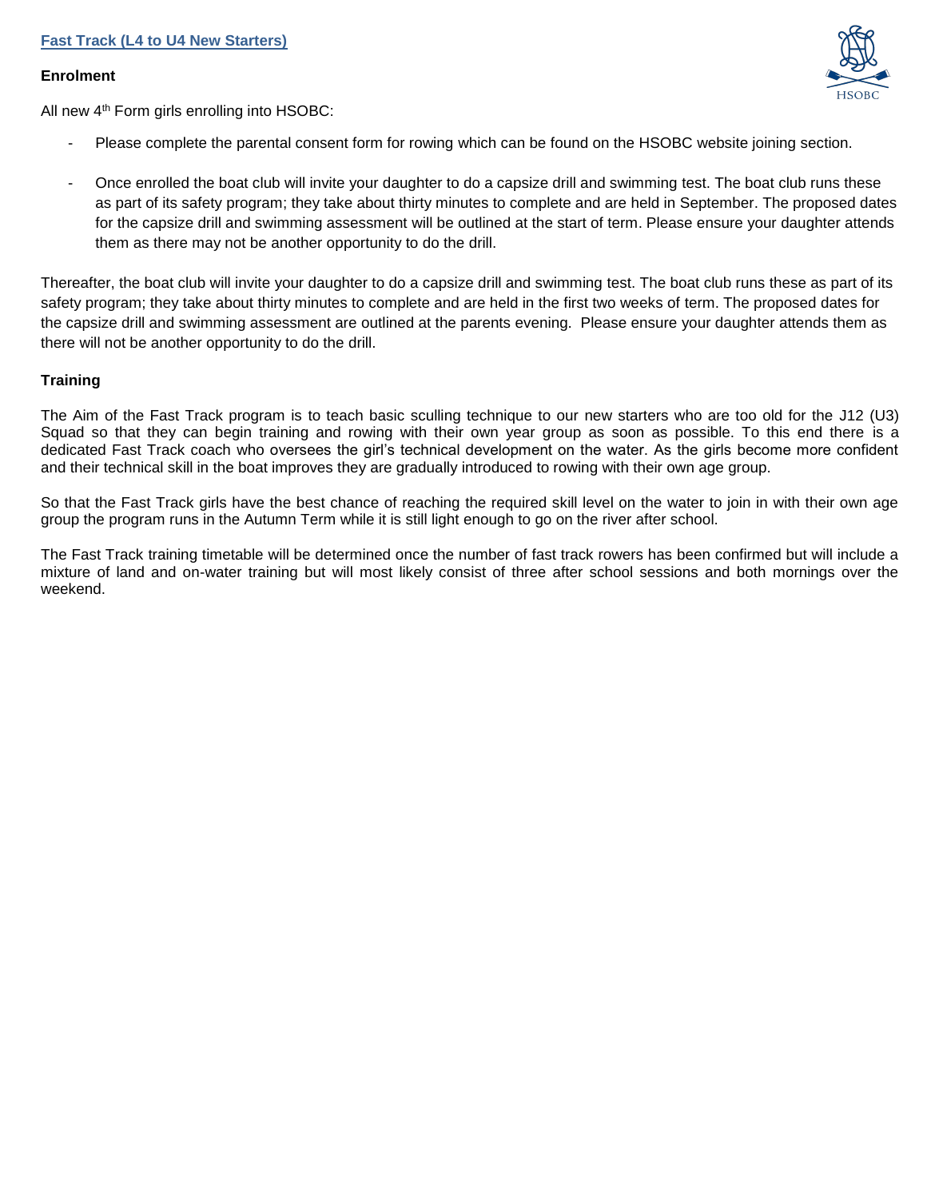## Fast Track (L4 to U4 New Starters)

### Enrolment

All new 4th Form girls enrolling into HSOBC:

- Please complete the parental consent form for rowing which can be found on the HSOBC website joining section.
- Once enrolled the boat club will invite your daughter to do a capsize drill and swimming test. The boat club runs these as part of its safety program; they take about thirty minutes to complete and are held in September. The proposed dates for the capsize drill and swimming assessment will be outlined at the start of term. Please ensure your daughter attends them as there may not be another opportunity to do the drill.

Thereafter, the boat club will invite your daughter to do a capsize drill and swimming test. The boat club runs these as part of its safety program; they take about thirty minutes to complete and are held in the first two weeks of term. The proposed dates for the capsize drill and swimming assessment are outlined at the parents evening. Please ensure your daughter attends them as there will not be another opportunity to do the drill.

### Training

The Aim of the Fast Track program is to teach basic sculling technique to our new starters who are too old for the J12 (U3) Squad so that they can begin training and rowing with their own year group as soon as possible. To this end there is a dedicated Fast Track coach who oversees the girl's technical development on the water. As the girls become more confident and their technical skill in the boat improves they are gradually introduced to rowing with their own age group.

So that the Fast Track girls have the best chance of reaching the required skill level on the water to join in with their own age group the program runs in the Autumn Term while it is still light enough to go on the river after school.

The Fast Track training timetable will be determined once the number of fast track rowers has been confirmed but will include a mixture of land and on-water training but will most likely consist of three after school sessions and both mornings over the weekend.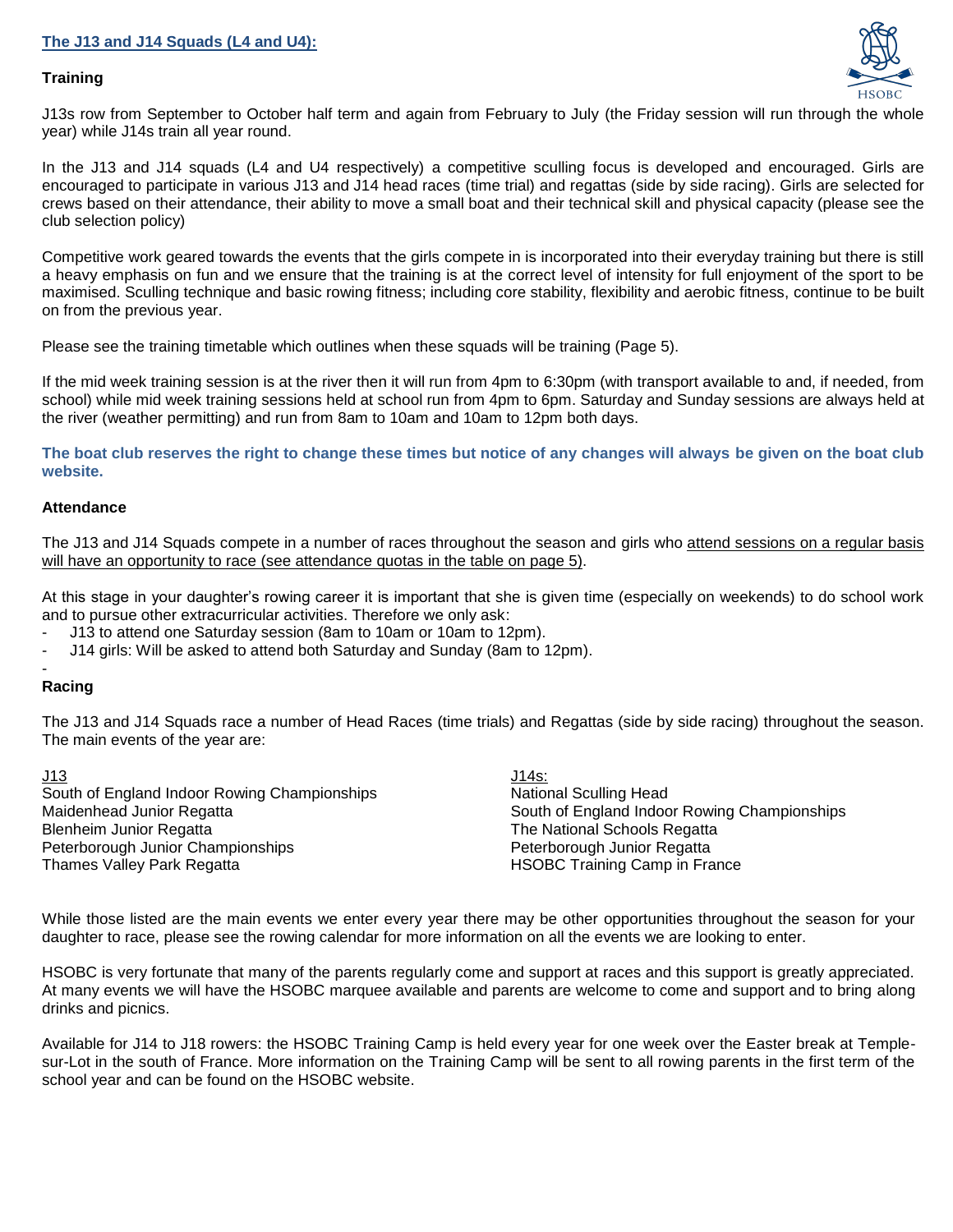## The J13 and J14 Squads (L4 and U4):

### Training

J13s row from September to October half term and again from February to July (the Friday session will run through the whole year) while J14s train all year round.

In the J13 and J14 squads (L4 and U4 respectively) a competitive sculling focus is developed and encouraged. Girls are encouraged to participate in various J13 and J14 head races (time trial) and regattas (side by side racing). Girls are selected for crews based on their attendance, their ability to move a small boat and their technical skill and physical capacity (please see the club selection policy)

Competitive work geared towards the events that the girls compete in is incorporated into their everyday training but there is still a heavy emphasis on fun and we ensure that the training is at the correct level of intensity for full enjoyment of the sport to be maximised. Sculling technique and basic rowing fitness; including core stability, flexibility and aerobic fitness, continue to be built on from the previous year.

Please see the training timetable which outlines when these squads will be training (Page 5).

If the mid week training session is at the river then it will run from 4pm to 6:30pm (with transport available to and, if needed, from school) while mid week training sessions held at school run from 4pm to 6pm. Saturday and Sunday sessions are always held at the river (weather permitting) and run from 8am to 10am and 10am to 12pm both days.

**The boat club reserves the right to change these times but notice of any changes will always be given on the boat club website.**

### Attendance

The J13 and J14 Squads compete in a number of races throughout the season and girls who attend sessions on a regular basis will have an opportunity to race (see attendance quotas in the table on page 5).

At this stage in your daughter's rowing career it is important that she is given time (especially on weekends) to do school work and to pursue other extracurricular activities. Therefore we only ask:

- J13 to attend one Saturday session (8am to 10am or 10am to 12pm).
- J14 girls: Will be asked to attend both Saturday and Sunday (8am to 12pm).
-

### Racing

The J13 and J14 Squads race a number of Head Races (time trials) and Regattas (side by side racing) throughout the season. The main events of the year are:

J13
South of England Indoor Rowing Championships
Maidenhead Junior Regatta
Blenheim Junior Regatta
Peterborough Junior Championships
Thames Valley Park Regatta

J14s:
National Sculling Head
South of England Indoor Rowing Championships
The National Schools Regatta
Peterborough Junior Regatta
HSOBC Training Camp in France

While those listed are the main events we enter every year there may be other opportunities throughout the season for your daughter to race, please see the rowing calendar for more information on all the events we are looking to enter.

HSOBC is very fortunate that many of the parents regularly come and support at races and this support is greatly appreciated. At many events we will have the HSOBC marquee available and parents are welcome to come and support and to bring along drinks and picnics.

Available for J14 to J18 rowers: the HSOBC Training Camp is held every year for one week over the Easter break at Temple-sur-Lot in the south of France. More information on the Training Camp will be sent to all rowing parents in the first term of the school year and can be found on the HSOBC website.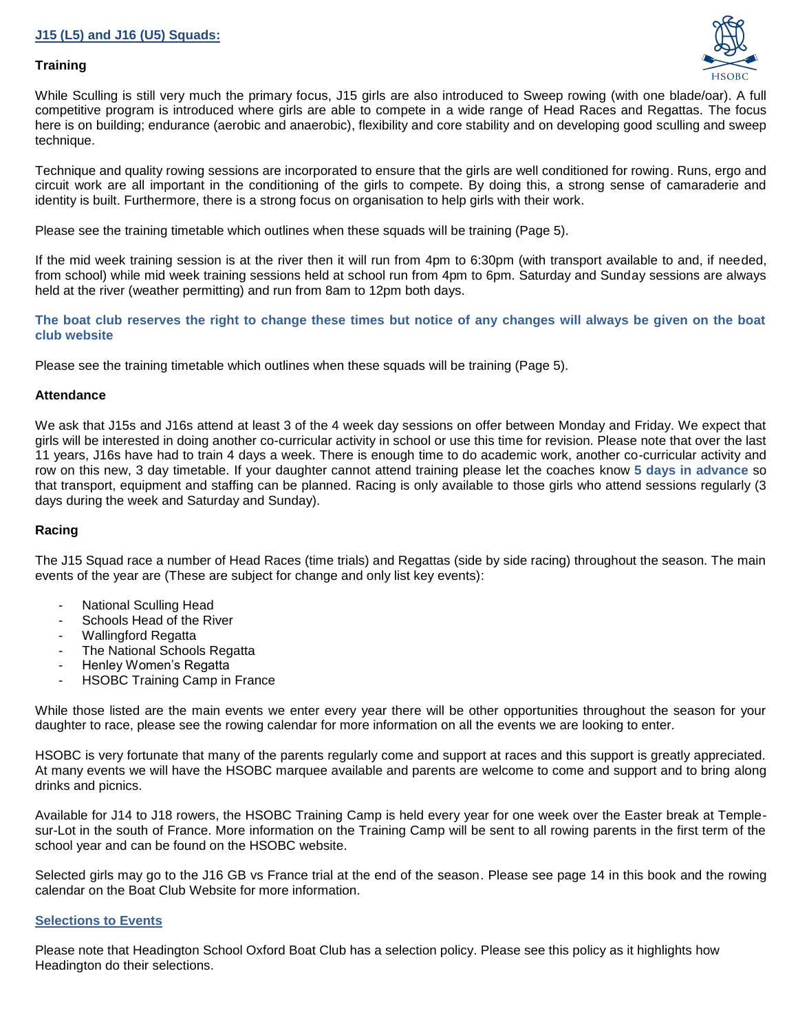## J15 (L5) and J16 (U5) Squads:

### Training

While Sculling is still very much the primary focus, J15 girls are also introduced to Sweep rowing (with one blade/oar). A full competitive program is introduced where girls are able to compete in a wide range of Head Races and Regattas. The focus here is on building; endurance (aerobic and anaerobic), flexibility and core stability and on developing good sculling and sweep technique.

Technique and quality rowing sessions are incorporated to ensure that the girls are well conditioned for rowing. Runs, ergo and circuit work are all important in the conditioning of the girls to compete. By doing this, a strong sense of camaraderie and identity is built. Furthermore, there is a strong focus on organisation to help girls with their work.

Please see the training timetable which outlines when these squads will be training (Page 5).

If the mid week training session is at the river then it will run from 4pm to 6:30pm (with transport available to and, if needed, from school) while mid week training sessions held at school run from 4pm to 6pm. Saturday and Sunday sessions are always held at the river (weather permitting) and run from 8am to 12pm both days.

**The boat club reserves the right to change these times but notice of any changes will always be given on the boat club website**

Please see the training timetable which outlines when these squads will be training (Page 5).

### Attendance

We ask that J15s and J16s attend at least 3 of the 4 week day sessions on offer between Monday and Friday. We expect that girls will be interested in doing another co-curricular activity in school or use this time for revision. Please note that over the last 11 years, J16s have had to train 4 days a week. There is enough time to do academic work, another co-curricular activity and row on this new, 3 day timetable. If your daughter cannot attend training please let the coaches know **5 days in advance** so that transport, equipment and staffing can be planned. Racing is only available to those girls who attend sessions regularly (3 days during the week and Saturday and Sunday).

### Racing

The J15 Squad race a number of Head Races (time trials) and Regattas (side by side racing) throughout the season. The main events of the year are (These are subject for change and only list key events):

- National Sculling Head
- Schools Head of the River
- Wallingford Regatta
- The National Schools Regatta
- Henley Women's Regatta
- HSOBC Training Camp in France

While those listed are the main events we enter every year there will be other opportunities throughout the season for your daughter to race, please see the rowing calendar for more information on all the events we are looking to enter.

HSOBC is very fortunate that many of the parents regularly come and support at races and this support is greatly appreciated. At many events we will have the HSOBC marquee available and parents are welcome to come and support and to bring along drinks and picnics.

Available for J14 to J18 rowers, the HSOBC Training Camp is held every year for one week over the Easter break at Temple-sur-Lot in the south of France. More information on the Training Camp will be sent to all rowing parents in the first term of the school year and can be found on the HSOBC website.

Selected girls may go to the J16 GB vs France trial at the end of the season. Please see page 14 in this book and the rowing calendar on the Boat Club Website for more information.

### Selections to Events

Please note that Headington School Oxford Boat Club has a selection policy. Please see this policy as it highlights how Headington do their selections.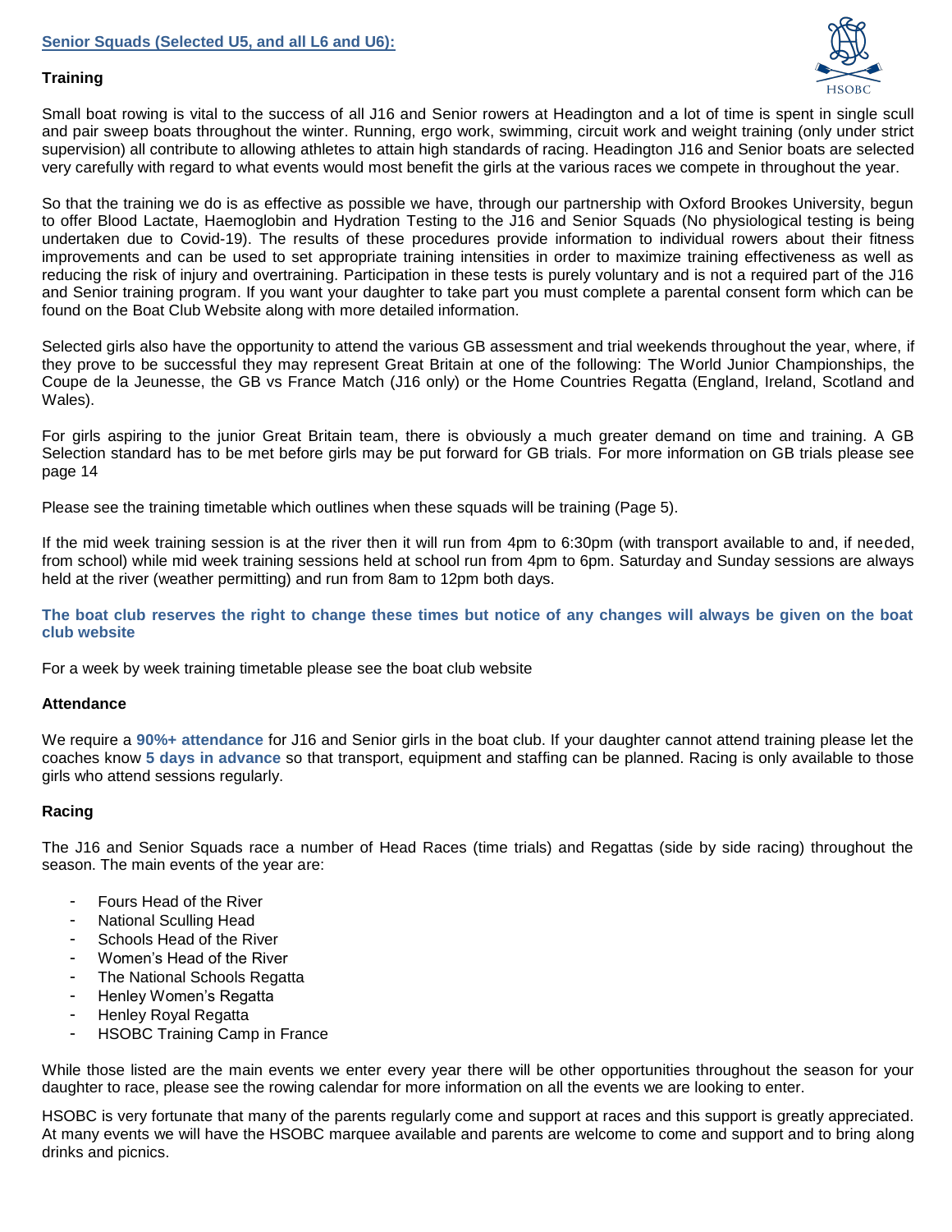## Senior Squads (Selected U5, and all L6 and U6):

### Training

Small boat rowing is vital to the success of all J16 and Senior rowers at Headington and a lot of time is spent in single scull and pair sweep boats throughout the winter. Running, ergo work, swimming, circuit work and weight training (only under strict supervision) all contribute to allowing athletes to attain high standards of racing. Headington J16 and Senior boats are selected very carefully with regard to what events would most benefit the girls at the various races we compete in throughout the year.

So that the training we do is as effective as possible we have, through our partnership with Oxford Brookes University, begun to offer Blood Lactate, Haemoglobin and Hydration Testing to the J16 and Senior Squads (No physiological testing is being undertaken due to Covid-19). The results of these procedures provide information to individual rowers about their fitness improvements and can be used to set appropriate training intensities in order to maximize training effectiveness as well as reducing the risk of injury and overtraining. Participation in these tests is purely voluntary and is not a required part of the J16 and Senior training program. If you want your daughter to take part you must complete a parental consent form which can be found on the Boat Club Website along with more detailed information.

Selected girls also have the opportunity to attend the various GB assessment and trial weekends throughout the year, where, if they prove to be successful they may represent Great Britain at one of the following: The World Junior Championships, the Coupe de la Jeunesse, the GB vs France Match (J16 only) or the Home Countries Regatta (England, Ireland, Scotland and Wales).

For girls aspiring to the junior Great Britain team, there is obviously a much greater demand on time and training. A GB Selection standard has to be met before girls may be put forward for GB trials. For more information on GB trials please see page 14

Please see the training timetable which outlines when these squads will be training (Page 5).

If the mid week training session is at the river then it will run from 4pm to 6:30pm (with transport available to and, if needed, from school) while mid week training sessions held at school run from 4pm to 6pm. Saturday and Sunday sessions are always held at the river (weather permitting) and run from 8am to 12pm both days.

**The boat club reserves the right to change these times but notice of any changes will always be given on the boat club website**

For a week by week training timetable please see the boat club website

### Attendance

We require a **90%+ attendance** for J16 and Senior girls in the boat club. If your daughter cannot attend training please let the coaches know **5 days in advance** so that transport, equipment and staffing can be planned. Racing is only available to those girls who attend sessions regularly.

### Racing

The J16 and Senior Squads race a number of Head Races (time trials) and Regattas (side by side racing) throughout the season. The main events of the year are:

- Fours Head of the River
- National Sculling Head
- Schools Head of the River
- Women's Head of the River
- The National Schools Regatta
- Henley Women's Regatta
- Henley Royal Regatta
- HSOBC Training Camp in France

While those listed are the main events we enter every year there will be other opportunities throughout the season for your daughter to race, please see the rowing calendar for more information on all the events we are looking to enter.

HSOBC is very fortunate that many of the parents regularly come and support at races and this support is greatly appreciated. At many events we will have the HSOBC marquee available and parents are welcome to come and support and to bring along drinks and picnics.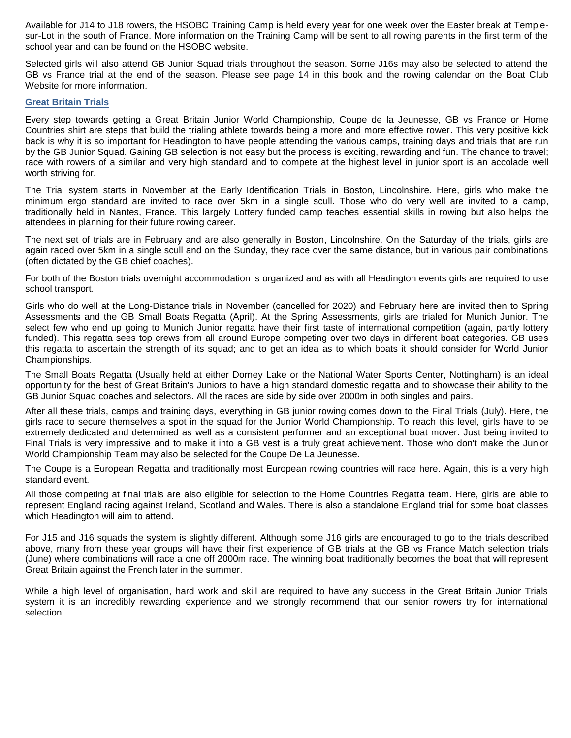Available for J14 to J18 rowers, the HSOBC Training Camp is held every year for one week over the Easter break at Temple-sur-Lot in the south of France. More information on the Training Camp will be sent to all rowing parents in the first term of the school year and can be found on the HSOBC website.

Selected girls will also attend GB Junior Squad trials throughout the season. Some J16s may also be selected to attend the GB vs France trial at the end of the season. Please see page 14 in this book and the rowing calendar on the Boat Club Website for more information.

## Great Britain Trials

Every step towards getting a Great Britain Junior World Championship, Coupe de la Jeunesse, GB vs France or Home Countries shirt are steps that build the trialing athlete towards being a more and more effective rower. This very positive kick back is why it is so important for Headington to have people attending the various camps, training days and trials that are run by the GB Junior Squad. Gaining GB selection is not easy but the process is exciting, rewarding and fun. The chance to travel; race with rowers of a similar and very high standard and to compete at the highest level in junior sport is an accolade well worth striving for.

The Trial system starts in November at the Early Identification Trials in Boston, Lincolnshire. Here, girls who make the minimum ergo standard are invited to race over 5km in a single scull. Those who do very well are invited to a camp, traditionally held in Nantes, France. This largely Lottery funded camp teaches essential skills in rowing but also helps the attendees in planning for their future rowing career.

The next set of trials are in February and are also generally in Boston, Lincolnshire. On the Saturday of the trials, girls are again raced over 5km in a single scull and on the Sunday, they race over the same distance, but in various pair combinations (often dictated by the GB chief coaches).

For both of the Boston trials overnight accommodation is organized and as with all Headington events girls are required to use school transport.

Girls who do well at the Long-Distance trials in November (cancelled for 2020) and February here are invited then to Spring Assessments and the GB Small Boats Regatta (April). At the Spring Assessments, girls are trialed for Munich Junior. The select few who end up going to Munich Junior regatta have their first taste of international competition (again, partly lottery funded). This regatta sees top crews from all around Europe competing over two days in different boat categories. GB uses this regatta to ascertain the strength of its squad; and to get an idea as to which boats it should consider for World Junior Championships.

The Small Boats Regatta (Usually held at either Dorney Lake or the National Water Sports Center, Nottingham) is an ideal opportunity for the best of Great Britain's Juniors to have a high standard domestic regatta and to showcase their ability to the GB Junior Squad coaches and selectors. All the races are side by side over 2000m in both singles and pairs.

After all these trials, camps and training days, everything in GB junior rowing comes down to the Final Trials (July). Here, the girls race to secure themselves a spot in the squad for the Junior World Championship. To reach this level, girls have to be extremely dedicated and determined as well as a consistent performer and an exceptional boat mover. Just being invited to Final Trials is very impressive and to make it into a GB vest is a truly great achievement. Those who don't make the Junior World Championship Team may also be selected for the Coupe De La Jeunesse.

The Coupe is a European Regatta and traditionally most European rowing countries will race here. Again, this is a very high standard event.

All those competing at final trials are also eligible for selection to the Home Countries Regatta team. Here, girls are able to represent England racing against Ireland, Scotland and Wales. There is also a standalone England trial for some boat classes which Headington will aim to attend.

For J15 and J16 squads the system is slightly different. Although some J16 girls are encouraged to go to the trials described above, many from these year groups will have their first experience of GB trials at the GB vs France Match selection trials (June) where combinations will race a one off 2000m race. The winning boat traditionally becomes the boat that will represent Great Britain against the French later in the summer.

While a high level of organisation, hard work and skill are required to have any success in the Great Britain Junior Trials system it is an incredibly rewarding experience and we strongly recommend that our senior rowers try for international selection.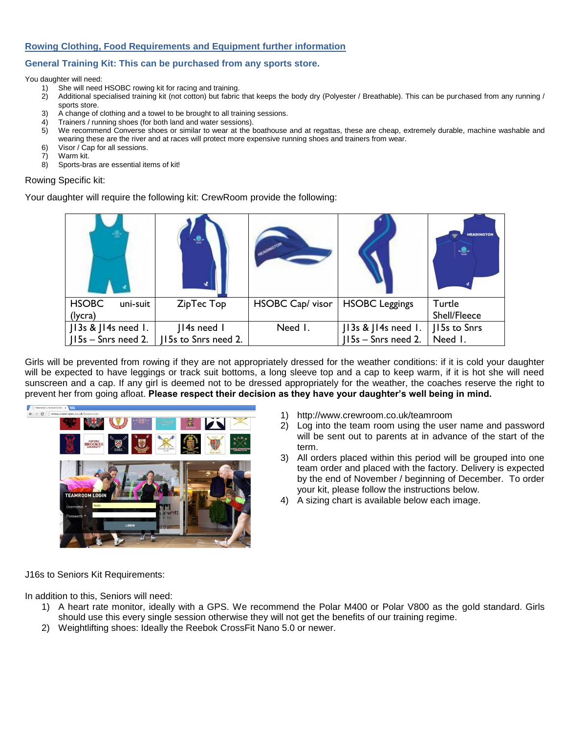## Rowing Clothing, Food Requirements and Equipment further information

### General Training Kit: This can be purchased from any sports store.

You daughter will need:

1) She will need HSOBC rowing kit for racing and training.
2) Additional specialised training kit (not cotton) but fabric that keeps the body dry (Polyester / Breathable). This can be purchased from any running / sports store.
3) A change of clothing and a towel to be brought to all training sessions.
4) Trainers / running shoes (for both land and water sessions).
5) We recommend Converse shoes or similar to wear at the boathouse and at regattas, these are cheap, extremely durable, machine washable and wearing these are the river and at races will protect more expensive running shoes and trainers from wear.
6) Visor / Cap for all sessions.
7) Warm kit.
8) Sports-bras are essential items of kit!

Rowing Specific kit:

Your daughter will require the following kit: CrewRoom provide the following:

| HSOBC uni-suit (lycra) | ZipTec Top | HSOBC Cap/ visor | HSOBC Leggings | Turtle Shell/Fleece |
|---|---|---|---|---|
| J13s & J14s need 1. J15s – Snrs need 2. | J14s need 1 J15s to Snrs need 2. | Need 1. | J13s & J14s need 1. J15s – Snrs need 2. | J15s to Snrs Need 1. |

Girls will be prevented from rowing if they are not appropriately dressed for the weather conditions: if it is cold your daughter will be expected to have leggings or track suit bottoms, a long sleeve top and a cap to keep warm, if it is hot she will need sunscreen and a cap. If any girl is deemed not to be dressed appropriately for the weather, the coaches reserve the right to prevent her from going afloat. **Please respect their decision as they have your daughter's well being in mind.**

1) http://www.crewroom.co.uk/teamroom
2) Log into the team room using the user name and password will be sent out to parents at in advance of the start of the term.
3) All orders placed within this period will be grouped into one team order and placed with the factory. Delivery is expected by the end of November / beginning of December. To order your kit, please follow the instructions below.
4) A sizing chart is available below each image.

J16s to Seniors Kit Requirements:

In addition to this, Seniors will need:

1) A heart rate monitor, ideally with a GPS. We recommend the Polar M400 or Polar V800 as the gold standard. Girls should use this every single session otherwise they will not get the benefits of our training regime.
2) Weightlifting shoes: Ideally the Reebok CrossFit Nano 5.0 or newer.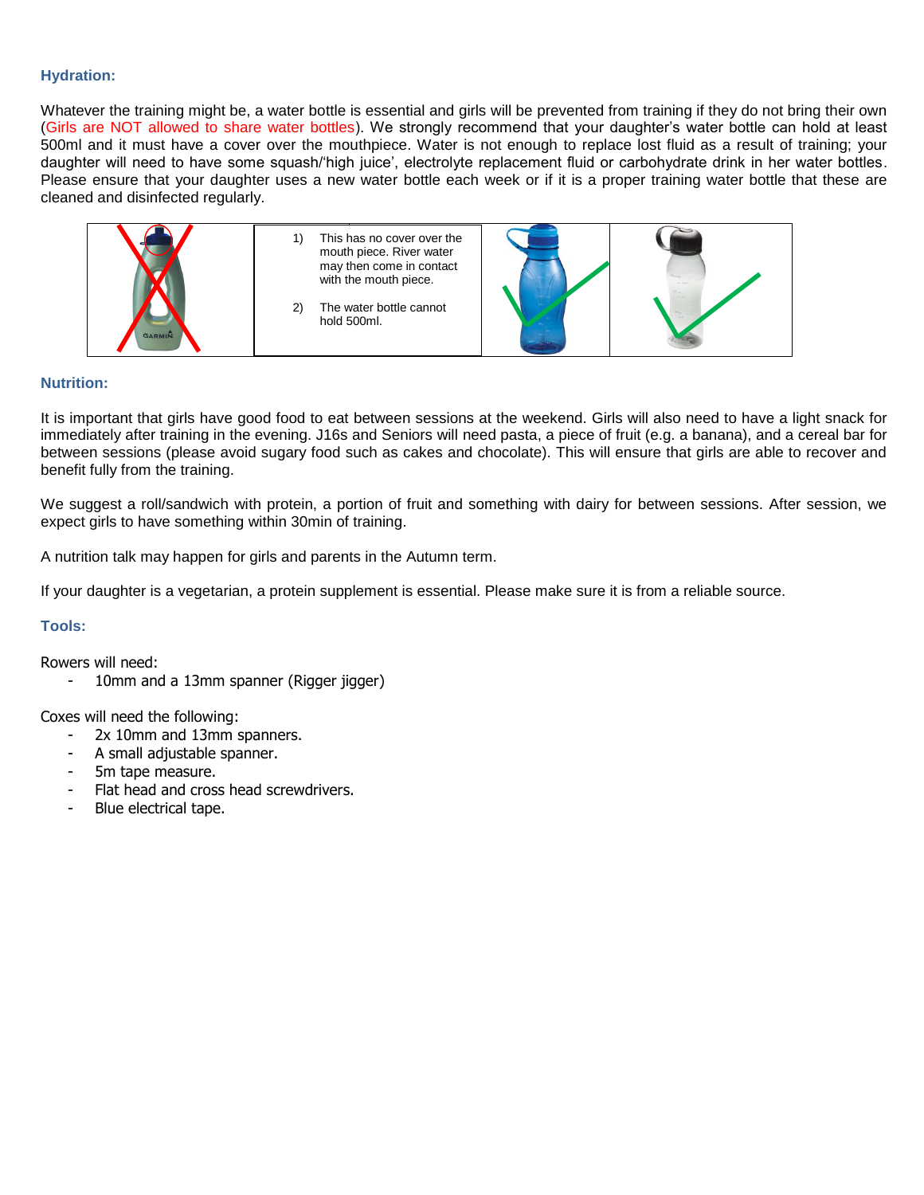### Hydration:

Whatever the training might be, a water bottle is essential and girls will be prevented from training if they do not bring their own (Girls are NOT allowed to share water bottles). We strongly recommend that your daughter's water bottle can hold at least 500ml and it must have a cover over the mouthpiece. Water is not enough to replace lost fluid as a result of training; your daughter will need to have some squash/'high juice', electrolyte replacement fluid or carbohydrate drink in her water bottles. Please ensure that your daughter uses a new water bottle each week or if it is a proper training water bottle that these are cleaned and disinfected regularly.

1) This has no cover over the mouth piece. River water may then come in contact with the mouth piece.
2) The water bottle cannot hold 500ml.

### Nutrition:

It is important that girls have good food to eat between sessions at the weekend. Girls will also need to have a light snack for immediately after training in the evening. J16s and Seniors will need pasta, a piece of fruit (e.g. a banana), and a cereal bar for between sessions (please avoid sugary food such as cakes and chocolate). This will ensure that girls are able to recover and benefit fully from the training.

We suggest a roll/sandwich with protein, a portion of fruit and something with dairy for between sessions. After session, we expect girls to have something within 30min of training.

A nutrition talk may happen for girls and parents in the Autumn term.

If your daughter is a vegetarian, a protein supplement is essential. Please make sure it is from a reliable source.

### Tools:

Rowers will need:

- 10mm and a 13mm spanner (Rigger jigger)

Coxes will need the following:

- 2x 10mm and 13mm spanners.
- A small adjustable spanner.
- 5m tape measure.
- Flat head and cross head screwdrivers.
- Blue electrical tape.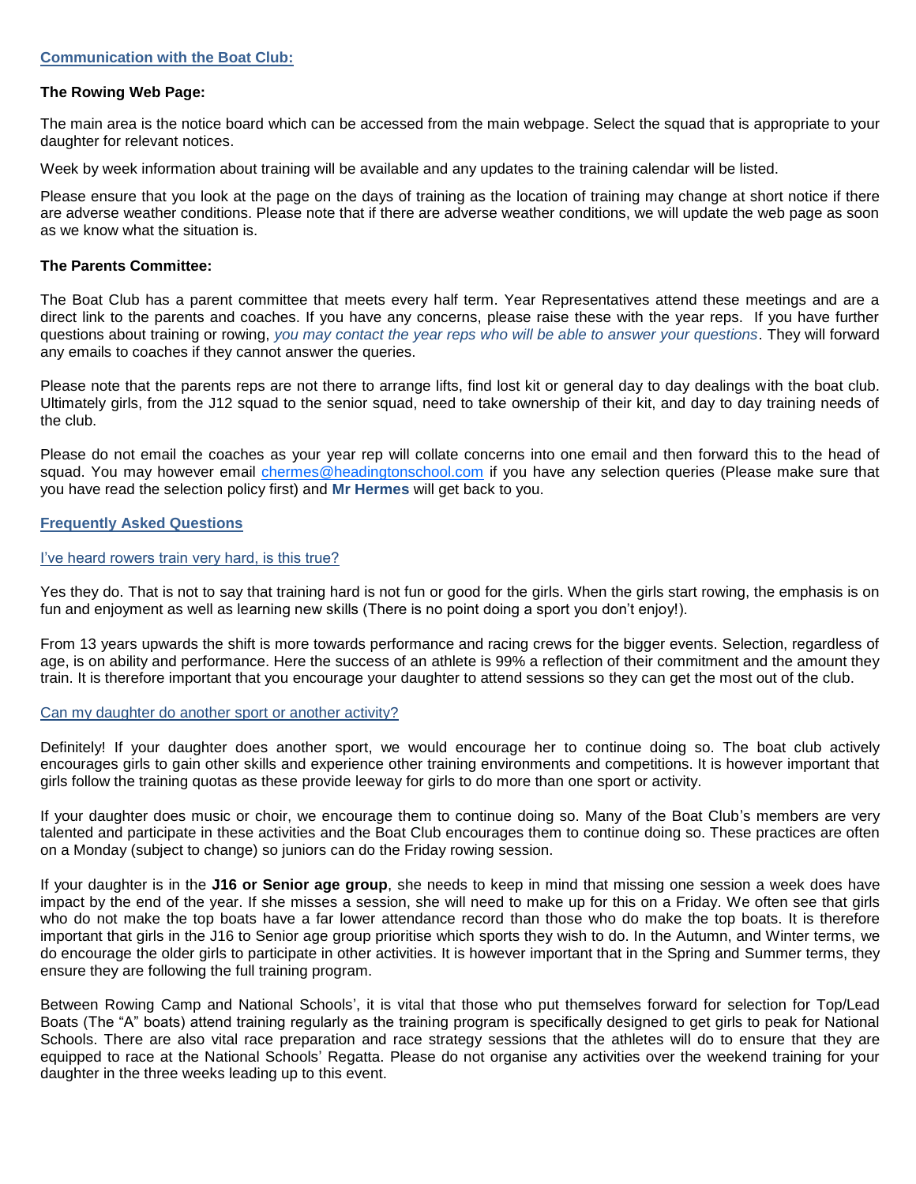## Communication with the Boat Club:

### The Rowing Web Page:

The main area is the notice board which can be accessed from the main webpage. Select the squad that is appropriate to your daughter for relevant notices.

Week by week information about training will be available and any updates to the training calendar will be listed.

Please ensure that you look at the page on the days of training as the location of training may change at short notice if there are adverse weather conditions. Please note that if there are adverse weather conditions, we will update the web page as soon as we know what the situation is.

### The Parents Committee:

The Boat Club has a parent committee that meets every half term. Year Representatives attend these meetings and are a direct link to the parents and coaches. If you have any concerns, please raise these with the year reps. If you have further questions about training or rowing, *you may contact the year reps who will be able to answer your questions*. They will forward any emails to coaches if they cannot answer the queries.

Please note that the parents reps are not there to arrange lifts, find lost kit or general day to day dealings with the boat club. Ultimately girls, from the J12 squad to the senior squad, need to take ownership of their kit, and day to day training needs of the club.

Please do not email the coaches as your year rep will collate concerns into one email and then forward this to the head of squad. You may however email chermes@headingtonschool.com if you have any selection queries (Please make sure that you have read the selection policy first) and **Mr Hermes** will get back to you.

## Frequently Asked Questions

### I've heard rowers train very hard, is this true?

Yes they do. That is not to say that training hard is not fun or good for the girls. When the girls start rowing, the emphasis is on fun and enjoyment as well as learning new skills (There is no point doing a sport you don't enjoy!).

From 13 years upwards the shift is more towards performance and racing crews for the bigger events. Selection, regardless of age, is on ability and performance. Here the success of an athlete is 99% a reflection of their commitment and the amount they train. It is therefore important that you encourage your daughter to attend sessions so they can get the most out of the club.

### Can my daughter do another sport or another activity?

Definitely! If your daughter does another sport, we would encourage her to continue doing so. The boat club actively encourages girls to gain other skills and experience other training environments and competitions. It is however important that girls follow the training quotas as these provide leeway for girls to do more than one sport or activity.

If your daughter does music or choir, we encourage them to continue doing so. Many of the Boat Club's members are very talented and participate in these activities and the Boat Club encourages them to continue doing so. These practices are often on a Monday (subject to change) so juniors can do the Friday rowing session.

If your daughter is in the **J16 or Senior age group**, she needs to keep in mind that missing one session a week does have impact by the end of the year. If she misses a session, she will need to make up for this on a Friday. We often see that girls who do not make the top boats have a far lower attendance record than those who do make the top boats. It is therefore important that girls in the J16 to Senior age group prioritise which sports they wish to do. In the Autumn, and Winter terms, we do encourage the older girls to participate in other activities. It is however important that in the Spring and Summer terms, they ensure they are following the full training program.

Between Rowing Camp and National Schools', it is vital that those who put themselves forward for selection for Top/Lead Boats (The "A" boats) attend training regularly as the training program is specifically designed to get girls to peak for National Schools. There are also vital race preparation and race strategy sessions that the athletes will do to ensure that they are equipped to race at the National Schools' Regatta. Please do not organise any activities over the weekend training for your daughter in the three weeks leading up to this event.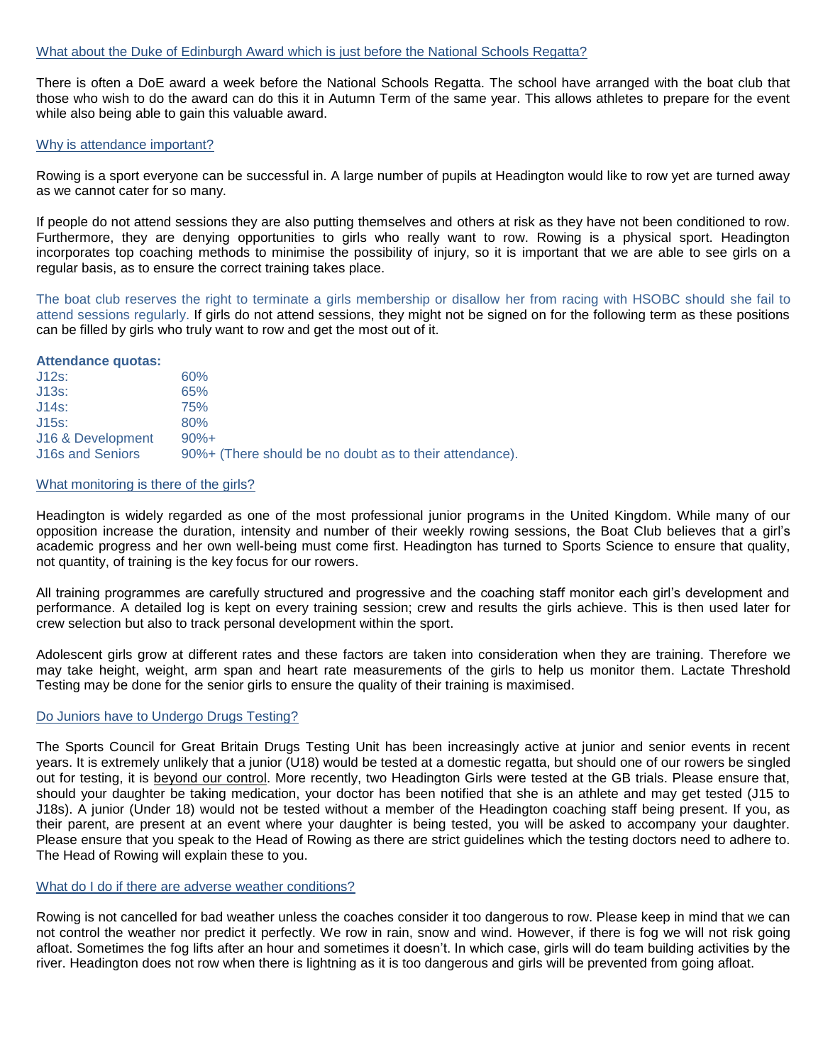## What about the Duke of Edinburgh Award which is just before the National Schools Regatta?

There is often a DoE award a week before the National Schools Regatta. The school have arranged with the boat club that those who wish to do the award can do this it in Autumn Term of the same year. This allows athletes to prepare for the event while also being able to gain this valuable award.

## Why is attendance important?

Rowing is a sport everyone can be successful in. A large number of pupils at Headington would like to row yet are turned away as we cannot cater for so many.

If people do not attend sessions they are also putting themselves and others at risk as they have not been conditioned to row. Furthermore, they are denying opportunities to girls who really want to row. Rowing is a physical sport. Headington incorporates top coaching methods to minimise the possibility of injury, so it is important that we are able to see girls on a regular basis, as to ensure the correct training takes place.

The boat club reserves the right to terminate a girls membership or disallow her from racing with HSOBC should she fail to attend sessions regularly. If girls do not attend sessions, they might not be signed on for the following term as these positions can be filled by girls who truly want to row and get the most out of it.

**Attendance quotas:**

| | |
|---|---|
| J12s: | 60% |
| J13s: | 65% |
| J14s: | 75% |
| J15s: | 80% |
| J16 & Development | 90%+ |
| J16s and Seniors | 90%+ (There should be no doubt as to their attendance). |

## What monitoring is there of the girls?

Headington is widely regarded as one of the most professional junior programs in the United Kingdom. While many of our opposition increase the duration, intensity and number of their weekly rowing sessions, the Boat Club believes that a girl's academic progress and her own well-being must come first. Headington has turned to Sports Science to ensure that quality, not quantity, of training is the key focus for our rowers.

All training programmes are carefully structured and progressive and the coaching staff monitor each girl's development and performance. A detailed log is kept on every training session; crew and results the girls achieve. This is then used later for crew selection but also to track personal development within the sport.

Adolescent girls grow at different rates and these factors are taken into consideration when they are training. Therefore we may take height, weight, arm span and heart rate measurements of the girls to help us monitor them. Lactate Threshold Testing may be done for the senior girls to ensure the quality of their training is maximised.

## Do Juniors have to Undergo Drugs Testing?

The Sports Council for Great Britain Drugs Testing Unit has been increasingly active at junior and senior events in recent years. It is extremely unlikely that a junior (U18) would be tested at a domestic regatta, but should one of our rowers be singled out for testing, it is beyond our control. More recently, two Headington Girls were tested at the GB trials. Please ensure that, should your daughter be taking medication, your doctor has been notified that she is an athlete and may get tested (J15 to J18s). A junior (Under 18) would not be tested without a member of the Headington coaching staff being present. If you, as their parent, are present at an event where your daughter is being tested, you will be asked to accompany your daughter. Please ensure that you speak to the Head of Rowing as there are strict guidelines which the testing doctors need to adhere to. The Head of Rowing will explain these to you.

## What do I do if there are adverse weather conditions?

Rowing is not cancelled for bad weather unless the coaches consider it too dangerous to row. Please keep in mind that we can not control the weather nor predict it perfectly. We row in rain, snow and wind. However, if there is fog we will not risk going afloat. Sometimes the fog lifts after an hour and sometimes it doesn't. In which case, girls will do team building activities by the river. Headington does not row when there is lightning as it is too dangerous and girls will be prevented from going afloat.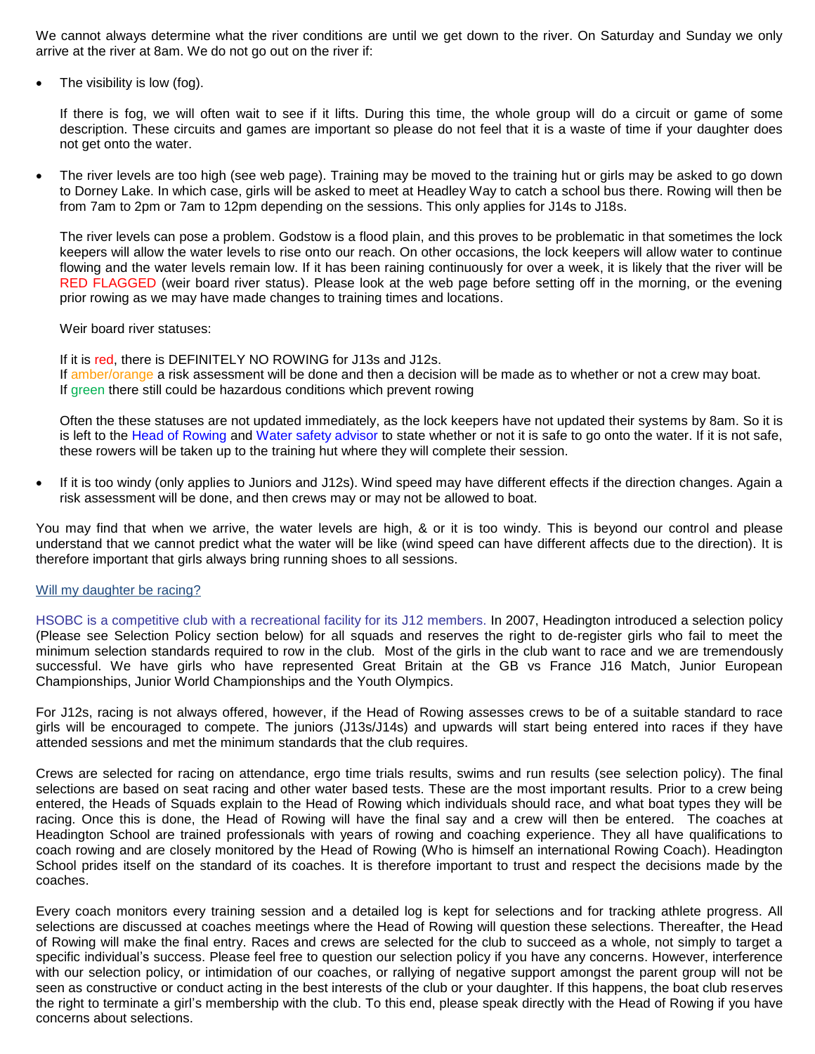We cannot always determine what the river conditions are until we get down to the river. On Saturday and Sunday we only arrive at the river at 8am. We do not go out on the river if:

- The visibility is low (fog).

  If there is fog, we will often wait to see if it lifts. During this time, the whole group will do a circuit or game of some description. These circuits and games are important so please do not feel that it is a waste of time if your daughter does not get onto the water.

- The river levels are too high (see web page). Training may be moved to the training hut or girls may be asked to go down to Dorney Lake. In which case, girls will be asked to meet at Headley Way to catch a school bus there. Rowing will then be from 7am to 2pm or 7am to 12pm depending on the sessions. This only applies for J14s to J18s.

  The river levels can pose a problem. Godstow is a flood plain, and this proves to be problematic in that sometimes the lock keepers will allow the water levels to rise onto our reach. On other occasions, the lock keepers will allow water to continue flowing and the water levels remain low. If it has been raining continuously for over a week, it is likely that the river will be RED FLAGGED (weir board river status). Please look at the web page before setting off in the morning, or the evening prior rowing as we may have made changes to training times and locations.

  Weir board river statuses:

  If it is red, there is DEFINITELY NO ROWING for J13s and J12s.
  If amber/orange a risk assessment will be done and then a decision will be made as to whether or not a crew may boat.
  If green there still could be hazardous conditions which prevent rowing

  Often the these statuses are not updated immediately, as the lock keepers have not updated their systems by 8am. So it is is left to the Head of Rowing and Water safety advisor to state whether or not it is safe to go onto the water. If it is not safe, these rowers will be taken up to the training hut where they will complete their session.

- If it is too windy (only applies to Juniors and J12s). Wind speed may have different effects if the direction changes. Again a risk assessment will be done, and then crews may or may not be allowed to boat.

You may find that when we arrive, the water levels are high, & or it is too windy. This is beyond our control and please understand that we cannot predict what the water will be like (wind speed can have different affects due to the direction). It is therefore important that girls always bring running shoes to all sessions.

Will my daughter be racing?

HSOBC is a competitive club with a recreational facility for its J12 members. In 2007, Headington introduced a selection policy (Please see Selection Policy section below) for all squads and reserves the right to de-register girls who fail to meet the minimum selection standards required to row in the club. Most of the girls in the club want to race and we are tremendously successful. We have girls who have represented Great Britain at the GB vs France J16 Match, Junior European Championships, Junior World Championships and the Youth Olympics.

For J12s, racing is not always offered, however, if the Head of Rowing assesses crews to be of a suitable standard to race girls will be encouraged to compete. The juniors (J13s/J14s) and upwards will start being entered into races if they have attended sessions and met the minimum standards that the club requires.

Crews are selected for racing on attendance, ergo time trials results, swims and run results (see selection policy). The final selections are based on seat racing and other water based tests. These are the most important results. Prior to a crew being entered, the Heads of Squads explain to the Head of Rowing which individuals should race, and what boat types they will be racing. Once this is done, the Head of Rowing will have the final say and a crew will then be entered. The coaches at Headington School are trained professionals with years of rowing and coaching experience. They all have qualifications to coach rowing and are closely monitored by the Head of Rowing (Who is himself an international Rowing Coach). Headington School prides itself on the standard of its coaches. It is therefore important to trust and respect the decisions made by the coaches.

Every coach monitors every training session and a detailed log is kept for selections and for tracking athlete progress. All selections are discussed at coaches meetings where the Head of Rowing will question these selections. Thereafter, the Head of Rowing will make the final entry. Races and crews are selected for the club to succeed as a whole, not simply to target a specific individual's success. Please feel free to question our selection policy if you have any concerns. However, interference with our selection policy, or intimidation of our coaches, or rallying of negative support amongst the parent group will not be seen as constructive or conduct acting in the best interests of the club or your daughter. If this happens, the boat club reserves the right to terminate a girl's membership with the club. To this end, please speak directly with the Head of Rowing if you have concerns about selections.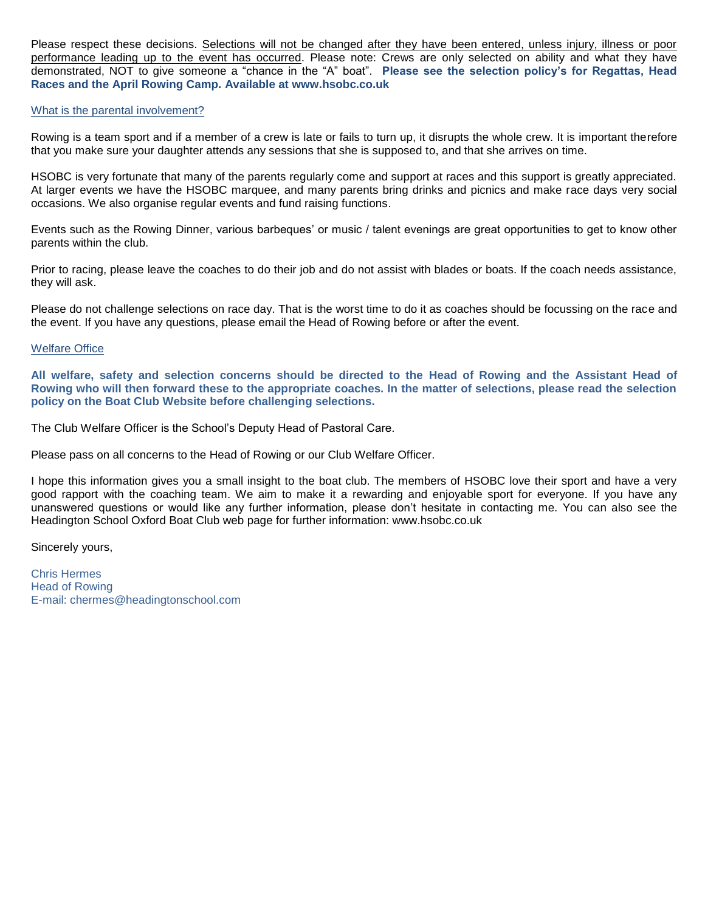Please respect these decisions. Selections will not be changed after they have been entered, unless injury, illness or poor performance leading up to the event has occurred. Please note: Crews are only selected on ability and what they have demonstrated, NOT to give someone a "chance in the "A" boat". **Please see the selection policy's for Regattas, Head Races and the April Rowing Camp. Available at www.hsobc.co.uk**

## What is the parental involvement?

Rowing is a team sport and if a member of a crew is late or fails to turn up, it disrupts the whole crew. It is important therefore that you make sure your daughter attends any sessions that she is supposed to, and that she arrives on time.

HSOBC is very fortunate that many of the parents regularly come and support at races and this support is greatly appreciated. At larger events we have the HSOBC marquee, and many parents bring drinks and picnics and make race days very social occasions. We also organise regular events and fund raising functions.

Events such as the Rowing Dinner, various barbeques' or music / talent evenings are great opportunities to get to know other parents within the club.

Prior to racing, please leave the coaches to do their job and do not assist with blades or boats. If the coach needs assistance, they will ask.

Please do not challenge selections on race day. That is the worst time to do it as coaches should be focussing on the race and the event. If you have any questions, please email the Head of Rowing before or after the event.

## Welfare Office

**All welfare, safety and selection concerns should be directed to the Head of Rowing and the Assistant Head of Rowing who will then forward these to the appropriate coaches. In the matter of selections, please read the selection policy on the Boat Club Website before challenging selections.**

The Club Welfare Officer is the School's Deputy Head of Pastoral Care.

Please pass on all concerns to the Head of Rowing or our Club Welfare Officer.

I hope this information gives you a small insight to the boat club. The members of HSOBC love their sport and have a very good rapport with the coaching team. We aim to make it a rewarding and enjoyable sport for everyone. If you have any unanswered questions or would like any further information, please don't hesitate in contacting me. You can also see the Headington School Oxford Boat Club web page for further information: www.hsobc.co.uk

Sincerely yours,

Chris Hermes
Head of Rowing
E-mail: chermes@headingtonschool.com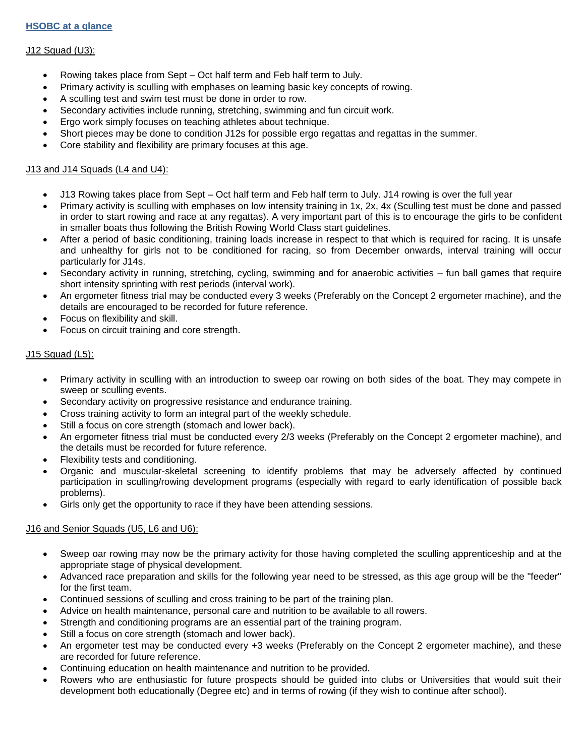## HSOBC at a glance

J12 Squad (U3):

- Rowing takes place from Sept – Oct half term and Feb half term to July.
- Primary activity is sculling with emphases on learning basic key concepts of rowing.
- A sculling test and swim test must be done in order to row.
- Secondary activities include running, stretching, swimming and fun circuit work.
- Ergo work simply focuses on teaching athletes about technique.
- Short pieces may be done to condition J12s for possible ergo regattas and regattas in the summer.
- Core stability and flexibility are primary focuses at this age.

J13 and J14 Squads (L4 and U4):

- J13 Rowing takes place from Sept – Oct half term and Feb half term to July. J14 rowing is over the full year
- Primary activity is sculling with emphases on low intensity training in 1x, 2x, 4x (Sculling test must be done and passed in order to start rowing and race at any regattas). A very important part of this is to encourage the girls to be confident in smaller boats thus following the British Rowing World Class start guidelines.
- After a period of basic conditioning, training loads increase in respect to that which is required for racing. It is unsafe and unhealthy for girls not to be conditioned for racing, so from December onwards, interval training will occur particularly for J14s.
- Secondary activity in running, stretching, cycling, swimming and for anaerobic activities – fun ball games that require short intensity sprinting with rest periods (interval work).
- An ergometer fitness trial may be conducted every 3 weeks (Preferably on the Concept 2 ergometer machine), and the details are encouraged to be recorded for future reference.
- Focus on flexibility and skill.
- Focus on circuit training and core strength.

J15 Squad (L5):

- Primary activity in sculling with an introduction to sweep oar rowing on both sides of the boat. They may compete in sweep or sculling events.
- Secondary activity on progressive resistance and endurance training.
- Cross training activity to form an integral part of the weekly schedule.
- Still a focus on core strength (stomach and lower back).
- An ergometer fitness trial must be conducted every 2/3 weeks (Preferably on the Concept 2 ergometer machine), and the details must be recorded for future reference.
- Flexibility tests and conditioning.
- Organic and muscular-skeletal screening to identify problems that may be adversely affected by continued participation in sculling/rowing development programs (especially with regard to early identification of possible back problems).
- Girls only get the opportunity to race if they have been attending sessions.

J16 and Senior Squads (U5, L6 and U6):

- Sweep oar rowing may now be the primary activity for those having completed the sculling apprenticeship and at the appropriate stage of physical development.
- Advanced race preparation and skills for the following year need to be stressed, as this age group will be the "feeder" for the first team.
- Continued sessions of sculling and cross training to be part of the training plan.
- Advice on health maintenance, personal care and nutrition to be available to all rowers.
- Strength and conditioning programs are an essential part of the training program.
- Still a focus on core strength (stomach and lower back).
- An ergometer test may be conducted every +3 weeks (Preferably on the Concept 2 ergometer machine), and these are recorded for future reference.
- Continuing education on health maintenance and nutrition to be provided.
- Rowers who are enthusiastic for future prospects should be guided into clubs or Universities that would suit their development both educationally (Degree etc) and in terms of rowing (if they wish to continue after school).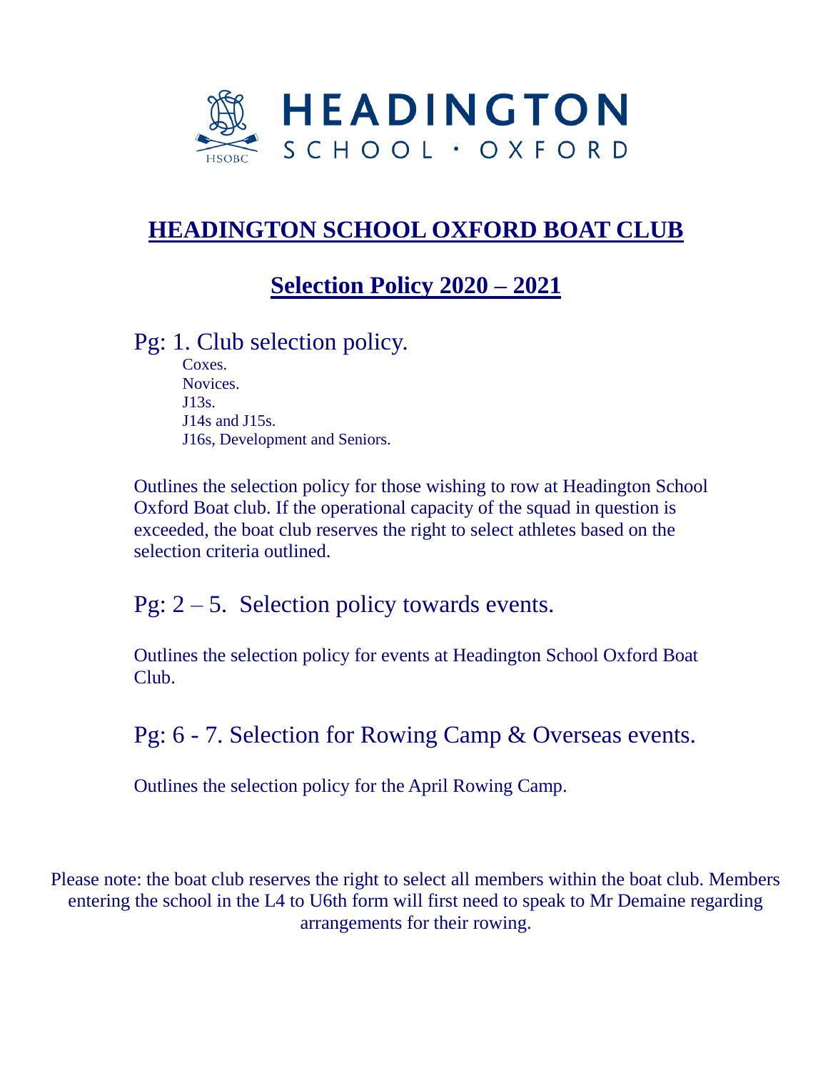HEADINGTON
SCHOOL · OXFORD

HSOBC

# HEADINGTON SCHOOL OXFORD BOAT CLUB

## Selection Policy 2020 – 2021

### Pg: 1. Club selection policy.

Coxes.
Novices.
J13s.
J14s and J15s.
J16s, Development and Seniors.

Outlines the selection policy for those wishing to row at Headington School Oxford Boat club. If the operational capacity of the squad in question is exceeded, the boat club reserves the right to select athletes based on the selection criteria outlined.

### Pg: 2 – 5. Selection policy towards events.

Outlines the selection policy for events at Headington School Oxford Boat Club.

### Pg: 6 - 7. Selection for Rowing Camp & Overseas events.

Outlines the selection policy for the April Rowing Camp.

Please note: the boat club reserves the right to select all members within the boat club. Members entering the school in the L4 to U6th form will first need to speak to Mr Demaine regarding arrangements for their rowing.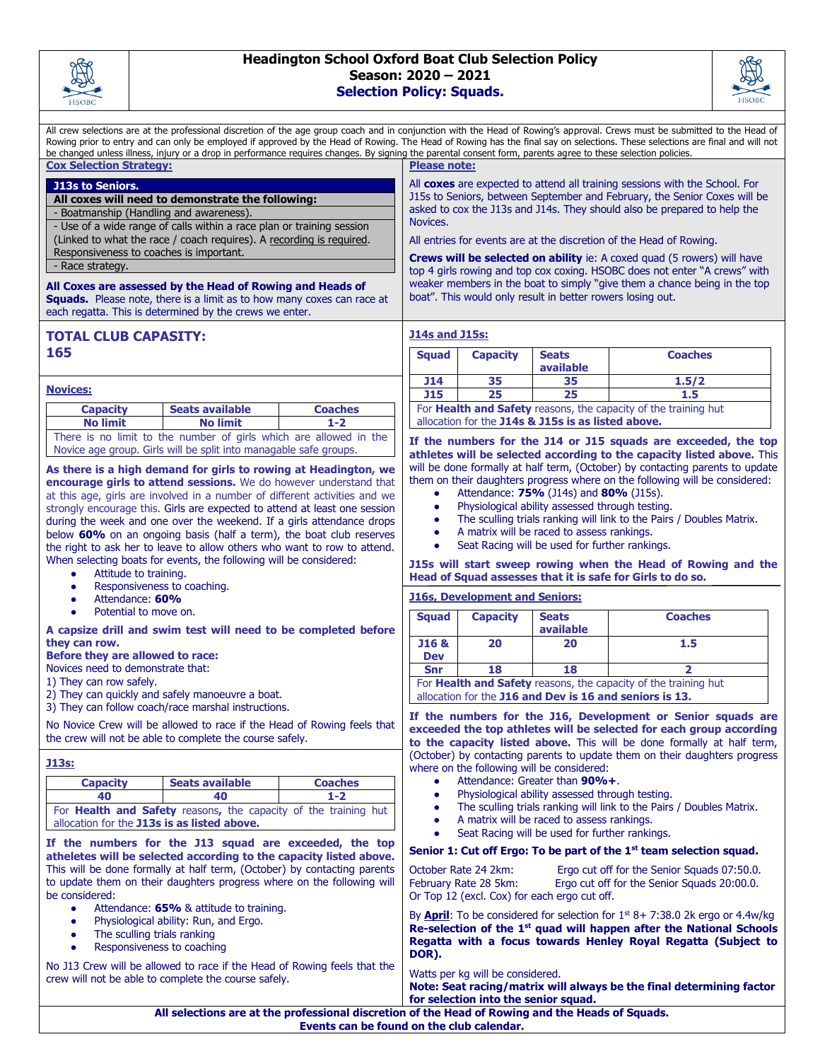# Headington School Oxford Boat Club Selection Policy
## Season: 2020 – 2021
## Selection Policy: Squads.

All crew selections are at the professional discretion of the age group coach and in conjunction with the Head of Rowing's approval. Crews must be submitted to the Head of Rowing prior to entry and can only be employed if approved by the Head of Rowing. The Head of Rowing has the final say on selections. These selections are final and will not be changed unless illness, injury or a drop in performance requires changes. By signing the parental consent form, parents agree to these selection policies.

### Cox Selection Strategy:

**J13s to Seniors.**

**All coxes will need to demonstrate the following:**

- Boatmanship (Handling and awareness).
- Use of a wide range of calls within a race plan or training session (Linked to what the race / coach requires). A recording is required. Responsiveness to coaches is important.
- Race strategy.

**All Coxes are assessed by the Head of Rowing and Heads of Squads.** Please note, there is a limit as to how many coxes can race at each regatta. This is determined by the crews we enter.

### Please note:

All **coxes** are expected to attend all training sessions with the School. For J15s to Seniors, between September and February, the Senior Coxes will be asked to cox the J13s and J14s. They should also be prepared to help the Novices.

All entries for events are at the discretion of the Head of Rowing.

**Crews will be selected on ability** ie: A coxed quad (5 rowers) will have top 4 girls rowing and top cox coxing. HSOBC does not enter "A crews" with weaker members in the boat to simply "give them a chance being in the top boat". This would only result in better rowers losing out.

### TOTAL CLUB CAPACITY: 165

### Novices:

| Capacity | Seats available | Coaches |
|---|---|---|
| No limit | No limit | 1-2 |
| There is no limit to the number of girls which are allowed in the Novice age group. Girls will be split into managable safe groups. | | |

**As there is a high demand for girls to rowing at Headington, we encourage girls to attend sessions.** We do however understand that at this age, girls are involved in a number of different activities and we strongly encourage this. Girls are expected to attend at least one session during the week and one over the weekend. If a girls attendance drops below **60%** on an ongoing basis (half a term), the boat club reserves the right to ask her to leave to allow others who want to row to attend. When selecting boats for events, the following will be considered:

- Attitude to training.
- Responsiveness to coaching.
- Attendance: **60%**
- Potential to move on.

**A capsize drill and swim test will need to be completed before they can row.**

**Before they are allowed to race:**

Novices need to demonstrate that:

1) They can row safely.
2) They can quickly and safely manoeuvre a boat.
3) They can follow coach/race marshal instructions.

No Novice Crew will be allowed to race if the Head of Rowing feels that the crew will not be able to complete the course safely.

### J13s:

| Capacity | Seats available | Coaches |
|---|---|---|
| 40 | 40 | 1-2 |
| For **Health and Safety** reasons, the capacity of the training hut allocation for the **J13s is as listed above.** | | |

**If the numbers for the J13 squad are exceeded, the top athletes will be selected according to the capacity listed above.** This will be done formally at half term, (October) by contacting parents to update them on their daughters progress where on the following will be considered:

- Attendance: **65%** & attitude to training.
- Physiological ability: Run, and Ergo.
- The sculling trials ranking
- Responsiveness to coaching

No J13 Crew will be allowed to race if the Head of Rowing feels that the crew will not be able to complete the course safely.

### J14s and J15s:

| Squad | Capacity | Seats available | Coaches |
|---|---|---|---|
| J14 | 35 | 35 | 1.5/2 |
| J15 | 25 | 25 | 1.5 |
| For **Health and Safety** reasons, the capacity of the training hut allocation for the **J14s & J15s is as listed above.** | | | |

**If the numbers for the J14 or J15 squads are exceeded, the top athletes will be selected according to the capacity listed above.** This will be done formally at half term, (October) by contacting parents to update them on their daughters progress where on the following will be considered:

- Attendance: **75%** (J14s) and **80%** (J15s).
- Physiological ability assessed through testing.
- The sculling trials ranking will link to the Pairs / Doubles Matrix.
- A matrix will be raced to assess rankings.
- Seat Racing will be used for further rankings.

**J15s will start sweep rowing when the Head of Rowing and the Head of Squad assesses that it is safe for Girls to do so.**

### J16s, Development and Seniors:

| Squad | Capacity | Seats available | Coaches |
|---|---|---|---|
| J16 & Dev | 20 | 20 | 1.5 |
| Snr | 18 | 18 | 2 |
| For **Health and Safety** reasons, the capacity of the training hut allocation for the **J16 and Dev is 16 and seniors is 13.** | | | |

**If the numbers for the J16, Development or Senior squads are exceeded the top athletes will be selected for each group according to the capacity listed above.** This will be done formally at half term, (October) by contacting parents to update them on their daughters progress where on the following will be considered:

- Attendance: Greater than **90%+**.
- Physiological ability assessed through testing.
- The sculling trials ranking will link to the Pairs / Doubles Matrix.
- A matrix will be raced to assess rankings.
- Seat Racing will be used for further rankings.

**Senior 1: Cut off Ergo: To be part of the 1st team selection squad.**

October Rate 24 2km: Ergo cut off for the Senior Squads 07:50.0.
February Rate 28 5km: Ergo cut off for the Senior Squads 20:00.0.
Or Top 12 (excl. Cox) for each ergo cut off.

By **April**: To be considered for selection for 1st 8+ 7:38.0 2k ergo or 4.4w/kg
**Re-selection of the 1st quad will happen after the National Schools Regatta with a focus towards Henley Royal Regatta (Subject to DOR).**

Watts per kg will be considered.
**Note: Seat racing/matrix will always be the final determining factor for selection into the senior squad.**

**All selections are at the professional discretion of the Head of Rowing and the Heads of Squads. Events can be found on the club calendar.**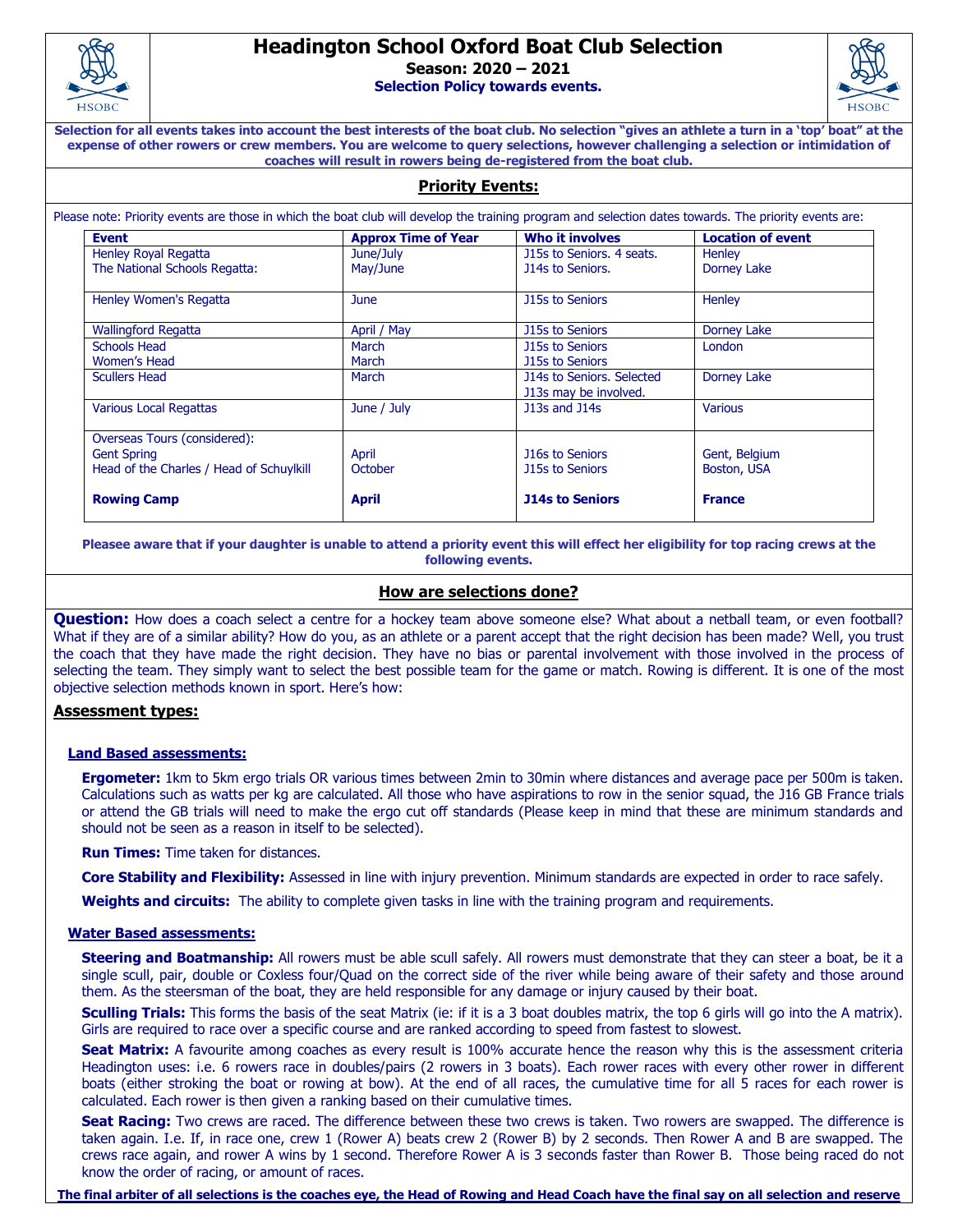# Headington School Oxford Boat Club Selection

**Season: 2020 – 2021**

**Selection Policy towards events.**

**Selection for all events takes into account the best interests of the boat club. No selection "gives an athlete a turn in a 'top' boat" at the expense of other rowers or crew members. You are welcome to query selections, however challenging a selection or intimidation of coaches will result in rowers being de-registered from the boat club.**

## Priority Events:

Please note: Priority events are those in which the boat club will develop the training program and selection dates towards. The priority events are:

| Event | Approx Time of Year | Who it involves | Location of event |
|---|---|---|---|
| Henley Royal Regatta<br>The National Schools Regatta: | June/July<br>May/June | J15s to Seniors. 4 seats.<br>J14s to Seniors. | Henley<br>Dorney Lake |
| Henley Women's Regatta | June | J15s to Seniors | Henley |
| Wallingford Regatta | April / May | J15s to Seniors | Dorney Lake |
| Schools Head<br>Women's Head | March<br>March | J15s to Seniors<br>J15s to Seniors | London |
| Scullers Head | March | J14s to Seniors. Selected J13s may be involved. | Dorney Lake |
| Various Local Regattas | June / July | J13s and J14s | Various |
| Overseas Tours (considered):<br>Gent Spring<br>Head of the Charles / Head of Schuylkill<br><br>**Rowing Camp** | <br>April<br>October<br><br>**April** | <br>J16s to Seniors<br>J15s to Seniors<br><br>**J14s to Seniors** | <br>Gent, Belgium<br>Boston, USA<br><br>**France** |

**Pleasee aware that if your daughter is unable to attend a priority event this will effect her eligibility for top racing crews at the following events.**

## How are selections done?

**Question:** How does a coach select a centre for a hockey team above someone else? What about a netball team, or even football? What if they are of a similar ability? How do you, as an athlete or a parent accept that the right decision has been made? Well, you trust the coach that they have made the right decision. They have no bias or parental involvement with those involved in the process of selecting the team. They simply want to select the best possible team for the game or match. Rowing is different. It is one of the most objective selection methods known in sport. Here's how:

### Assessment types:

#### Land Based assessments:

**Ergometer:** 1km to 5km ergo trials OR various times between 2min to 30min where distances and average pace per 500m is taken. Calculations such as watts per kg are calculated. All those who have aspirations to row in the senior squad, the J16 GB France trials or attend the GB trials will need to make the ergo cut off standards (Please keep in mind that these are minimum standards and should not be seen as a reason in itself to be selected).

**Run Times:** Time taken for distances.

**Core Stability and Flexibility:** Assessed in line with injury prevention. Minimum standards are expected in order to race safely.

**Weights and circuits:** The ability to complete given tasks in line with the training program and requirements.

#### Water Based assessments:

**Steering and Boatmanship:** All rowers must be able scull safely. All rowers must demonstrate that they can steer a boat, be it a single scull, pair, double or Coxless four/Quad on the correct side of the river while being aware of their safety and those around them. As the steersman of the boat, they are held responsible for any damage or injury caused by their boat.

**Sculling Trials:** This forms the basis of the seat Matrix (ie: if it is a 3 boat doubles matrix, the top 6 girls will go into the A matrix). Girls are required to race over a specific course and are ranked according to speed from fastest to slowest.

**Seat Matrix:** A favourite among coaches as every result is 100% accurate hence the reason why this is the assessment criteria Headington uses: i.e. 6 rowers race in doubles/pairs (2 rowers in 3 boats). Each rower races with every other rower in different boats (either stroking the boat or rowing at bow). At the end of all races, the cumulative time for all 5 races for each rower is calculated. Each rower is then given a ranking based on their cumulative times.

**Seat Racing:** Two crews are raced. The difference between these two crews is taken. Two rowers are swapped. The difference is taken again. I.e. If, in race one, crew 1 (Rower A) beats crew 2 (Rower B) by 2 seconds. Then Rower A and B are swapped. The crews race again, and rower A wins by 1 second. Therefore Rower A is 3 seconds faster than Rower B. Those being raced do not know the order of racing, or amount of races.

**The final arbiter of all selections is the coaches eye, the Head of Rowing and Head Coach have the final say on all selection and reserve**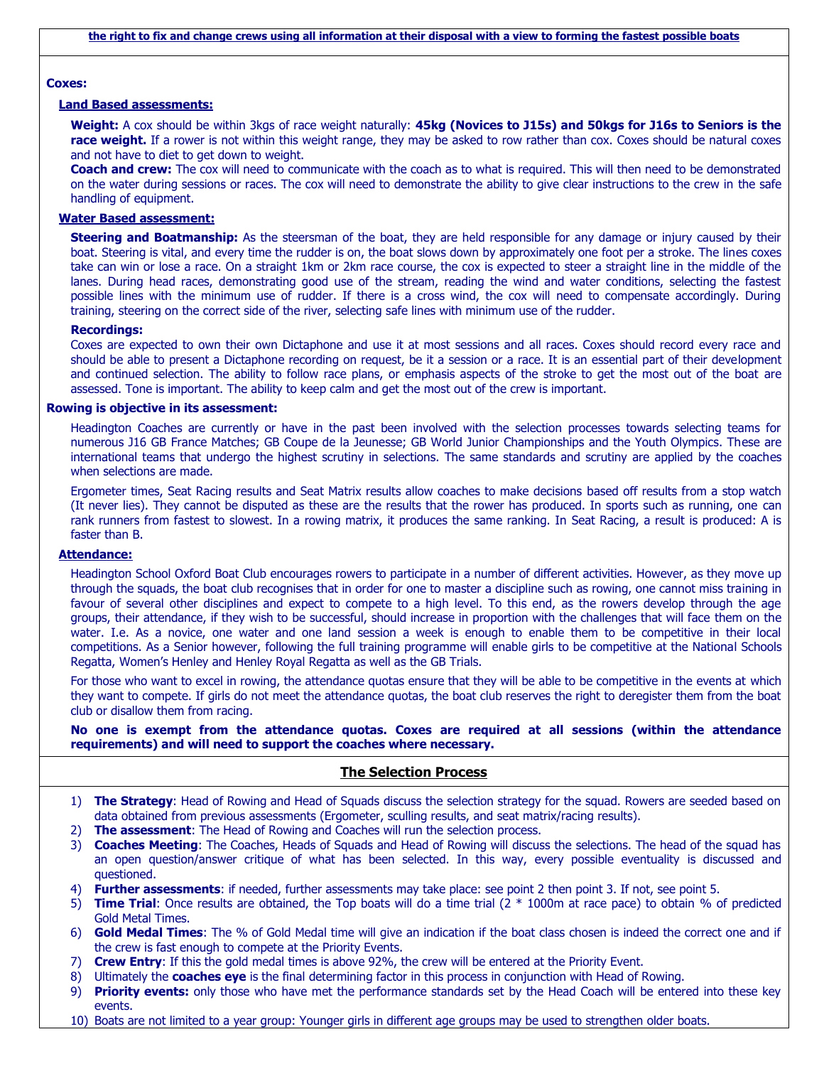**the right to fix and change crews using all information at their disposal with a view to forming the fastest possible boats**

**Coxes:**

**Land Based assessments:**

**Weight:** A cox should be within 3kgs of race weight naturally: **45kg (Novices to J15s) and 50kgs for J16s to Seniors is the race weight.** If a rower is not within this weight range, they may be asked to row rather than cox. Coxes should be natural coxes and not have to diet to get down to weight.

**Coach and crew:** The cox will need to communicate with the coach as to what is required. This will then need to be demonstrated on the water during sessions or races. The cox will need to demonstrate the ability to give clear instructions to the crew in the safe handling of equipment.

**Water Based assessment:**

**Steering and Boatmanship:** As the steersman of the boat, they are held responsible for any damage or injury caused by their boat. Steering is vital, and every time the rudder is on, the boat slows down by approximately one foot per a stroke. The lines coxes take can win or lose a race. On a straight 1km or 2km race course, the cox is expected to steer a straight line in the middle of the lanes. During head races, demonstrating good use of the stream, reading the wind and water conditions, selecting the fastest possible lines with the minimum use of rudder. If there is a cross wind, the cox will need to compensate accordingly. During training, steering on the correct side of the river, selecting safe lines with minimum use of the rudder.

**Recordings:**

Coxes are expected to own their own Dictaphone and use it at most sessions and all races. Coxes should record every race and should be able to present a Dictaphone recording on request, be it a session or a race. It is an essential part of their development and continued selection. The ability to follow race plans, or emphasis aspects of the stroke to get the most out of the boat are assessed. Tone is important. The ability to keep calm and get the most out of the crew is important.

**Rowing is objective in its assessment:**

Headington Coaches are currently or have in the past been involved with the selection processes towards selecting teams for numerous J16 GB France Matches; GB Coupe de la Jeunesse; GB World Junior Championships and the Youth Olympics. These are international teams that undergo the highest scrutiny in selections. The same standards and scrutiny are applied by the coaches when selections are made.

Ergometer times, Seat Racing results and Seat Matrix results allow coaches to make decisions based off results from a stop watch (It never lies). They cannot be disputed as these are the results that the rower has produced. In sports such as running, one can rank runners from fastest to slowest. In a rowing matrix, it produces the same ranking. In Seat Racing, a result is produced: A is faster than B.

**Attendance:**

Headington School Oxford Boat Club encourages rowers to participate in a number of different activities. However, as they move up through the squads, the boat club recognises that in order for one to master a discipline such as rowing, one cannot miss training in favour of several other disciplines and expect to compete to a high level. To this end, as the rowers develop through the age groups, their attendance, if they wish to be successful, should increase in proportion with the challenges that will face them on the water. I.e. As a novice, one water and one land session a week is enough to enable them to be competitive in their local competitions. As a Senior however, following the full training programme will enable girls to be competitive at the National Schools Regatta, Women's Henley and Henley Royal Regatta as well as the GB Trials.

For those who want to excel in rowing, the attendance quotas ensure that they will be able to be competitive in the events at which they want to compete. If girls do not meet the attendance quotas, the boat club reserves the right to deregister them from the boat club or disallow them from racing.

**No one is exempt from the attendance quotas. Coxes are required at all sessions (within the attendance requirements) and will need to support the coaches where necessary.**

## The Selection Process

1) **The Strategy**: Head of Rowing and Head of Squads discuss the selection strategy for the squad. Rowers are seeded based on data obtained from previous assessments (Ergometer, sculling results, and seat matrix/racing results).
2) **The assessment**: The Head of Rowing and Coaches will run the selection process.
3) **Coaches Meeting**: The Coaches, Heads of Squads and Head of Rowing will discuss the selections. The head of the squad has an open question/answer critique of what has been selected. In this way, every possible eventuality is discussed and questioned.
4) **Further assessments**: if needed, further assessments may take place: see point 2 then point 3. If not, see point 5.
5) **Time Trial**: Once results are obtained, the Top boats will do a time trial (2 * 1000m at race pace) to obtain % of predicted Gold Metal Times.
6) **Gold Medal Times**: The % of Gold Medal time will give an indication if the boat class chosen is indeed the correct one and if the crew is fast enough to compete at the Priority Events.
7) **Crew Entry**: If this the gold medal times is above 92%, the crew will be entered at the Priority Event.
8) Ultimately the **coaches eye** is the final determining factor in this process in conjunction with Head of Rowing.
9) **Priority events:** only those who have met the performance standards set by the Head Coach will be entered into these key events.
10) Boats are not limited to a year group: Younger girls in different age groups may be used to strengthen older boats.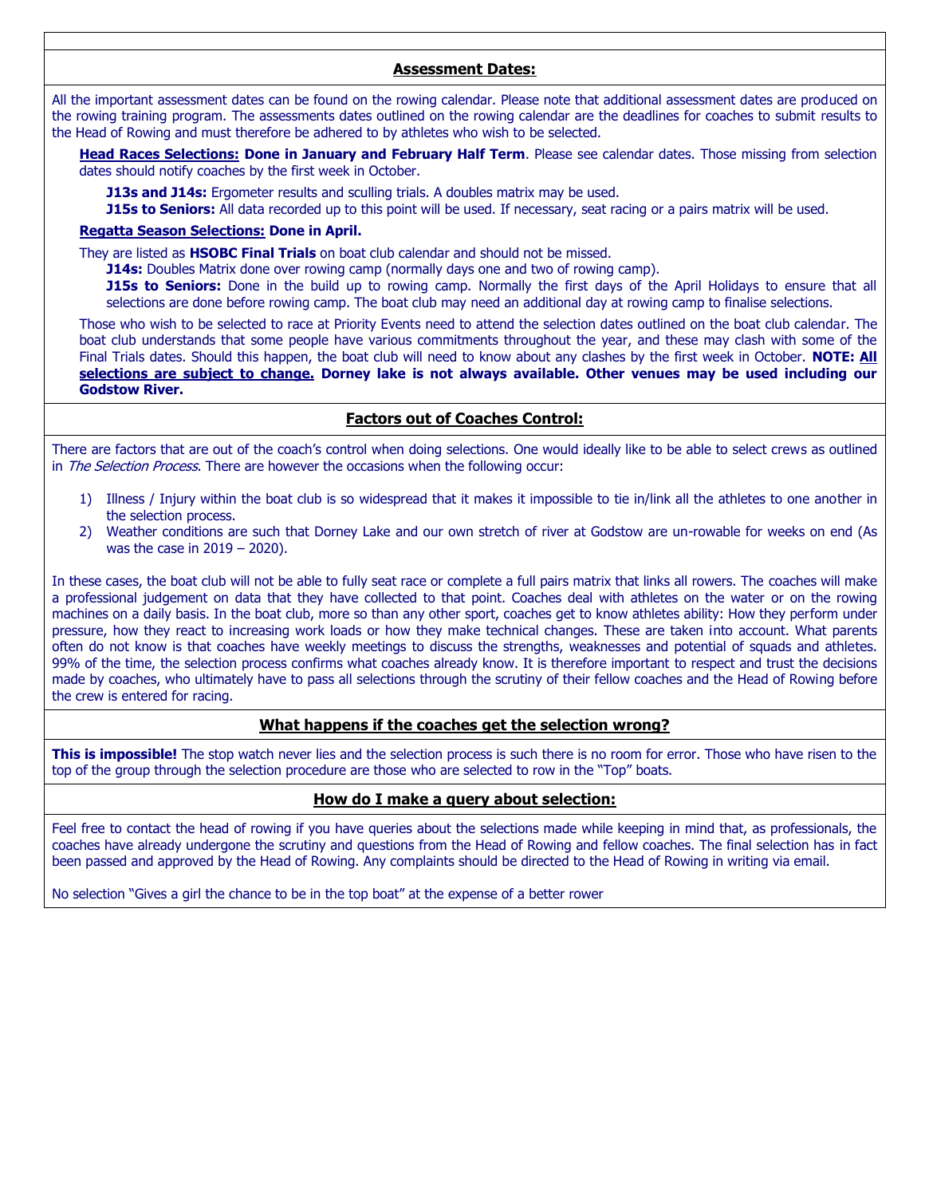## Assessment Dates:

All the important assessment dates can be found on the rowing calendar. Please note that additional assessment dates are produced on the rowing training program. The assessments dates outlined on the rowing calendar are the deadlines for coaches to submit results to the Head of Rowing and must therefore be adhered to by athletes who wish to be selected.

**Head Races Selections:** **Done in January and February Half Term**. Please see calendar dates. Those missing from selection dates should notify coaches by the first week in October.

**J13s and J14s:** Ergometer results and sculling trials. A doubles matrix may be used.
**J15s to Seniors:** All data recorded up to this point will be used. If necessary, seat racing or a pairs matrix will be used.

**Regatta Season Selections:** **Done in April.**

They are listed as **HSOBC Final Trials** on boat club calendar and should not be missed.
**J14s:** Doubles Matrix done over rowing camp (normally days one and two of rowing camp).
**J15s to Seniors:** Done in the build up to rowing camp. Normally the first days of the April Holidays to ensure that all selections are done before rowing camp. The boat club may need an additional day at rowing camp to finalise selections.

Those who wish to be selected to race at Priority Events need to attend the selection dates outlined on the boat club calendar. The boat club understands that some people have various commitments throughout the year, and these may clash with some of the Final Trials dates. Should this happen, the boat club will need to know about any clashes by the first week in October. **NOTE: All selections are subject to change. Dorney lake is not always available. Other venues may be used including our Godstow River.**

## Factors out of Coaches Control:

There are factors that are out of the coach's control when doing selections. One would ideally like to be able to select crews as outlined in *The Selection Process*. There are however the occasions when the following occur:

1) Illness / Injury within the boat club is so widespread that it makes it impossible to tie in/link all the athletes to one another in the selection process.
2) Weather conditions are such that Dorney Lake and our own stretch of river at Godstow are un-rowable for weeks on end (As was the case in 2019 – 2020).

In these cases, the boat club will not be able to fully seat race or complete a full pairs matrix that links all rowers. The coaches will make a professional judgement on data that they have collected to that point. Coaches deal with athletes on the water or on the rowing machines on a daily basis. In the boat club, more so than any other sport, coaches get to know athletes ability: How they perform under pressure, how they react to increasing work loads or how they make technical changes. These are taken into account. What parents often do not know is that coaches have weekly meetings to discuss the strengths, weaknesses and potential of squads and athletes. 99% of the time, the selection process confirms what coaches already know. It is therefore important to respect and trust the decisions made by coaches, who ultimately have to pass all selections through the scrutiny of their fellow coaches and the Head of Rowing before the crew is entered for racing.

## What happens if the coaches get the selection wrong?

**This is impossible!** The stop watch never lies and the selection process is such there is no room for error. Those who have risen to the top of the group through the selection procedure are those who are selected to row in the "Top" boats.

## How do I make a query about selection:

Feel free to contact the head of rowing if you have queries about the selections made while keeping in mind that, as professionals, the coaches have already undergone the scrutiny and questions from the Head of Rowing and fellow coaches. The final selection has in fact been passed and approved by the Head of Rowing. Any complaints should be directed to the Head of Rowing in writing via email.

No selection "Gives a girl the chance to be in the top boat" at the expense of a better rower